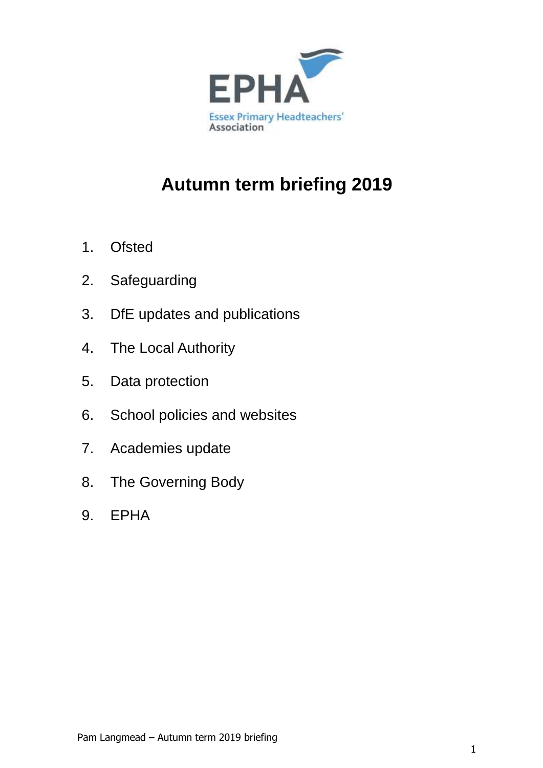EPHA

Essex Primary Headteachers' Association

# Autumn term briefing 2019

1. Ofsted
2. Safeguarding
3. DfE updates and publications
4. The Local Authority
5. Data protection
6. School policies and websites
7. Academies update
8. The Governing Body
9. EPHA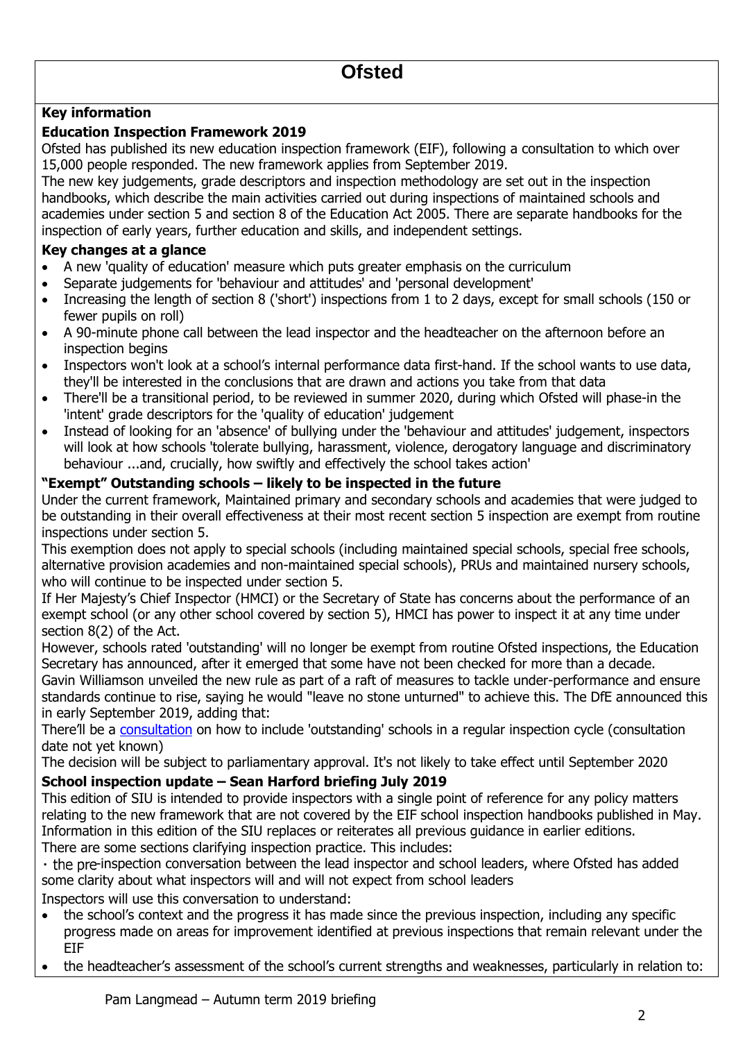# Ofsted

**Key information**

**Education Inspection Framework 2019**

Ofsted has published its new education inspection framework (EIF), following a consultation to which over 15,000 people responded. The new framework applies from September 2019.

The new key judgements, grade descriptors and inspection methodology are set out in the inspection handbooks, which describe the main activities carried out during inspections of maintained schools and academies under section 5 and section 8 of the Education Act 2005. There are separate handbooks for the inspection of early years, further education and skills, and independent settings.

**Key changes at a glance**

- A new 'quality of education' measure which puts greater emphasis on the curriculum
- Separate judgements for 'behaviour and attitudes' and 'personal development'
- Increasing the length of section 8 ('short') inspections from 1 to 2 days, except for small schools (150 or fewer pupils on roll)
- A 90-minute phone call between the lead inspector and the headteacher on the afternoon before an inspection begins
- Inspectors won't look at a school's internal performance data first-hand. If the school wants to use data, they'll be interested in the conclusions that are drawn and actions you take from that data
- There'll be a transitional period, to be reviewed in summer 2020, during which Ofsted will phase-in the 'intent' grade descriptors for the 'quality of education' judgement
- Instead of looking for an 'absence' of bullying under the 'behaviour and attitudes' judgement, inspectors will look at how schools 'tolerate bullying, harassment, violence, derogatory language and discriminatory behaviour ...and, crucially, how swiftly and effectively the school takes action'

**"Exempt" Outstanding schools – likely to be inspected in the future**

Under the current framework, Maintained primary and secondary schools and academies that were judged to be outstanding in their overall effectiveness at their most recent section 5 inspection are exempt from routine inspections under section 5.

This exemption does not apply to special schools (including maintained special schools, special free schools, alternative provision academies and non-maintained special schools), PRUs and maintained nursery schools, who will continue to be inspected under section 5.

If Her Majesty's Chief Inspector (HMCI) or the Secretary of State has concerns about the performance of an exempt school (or any other school covered by section 5), HMCI has power to inspect it at any time under section 8(2) of the Act.

However, schools rated 'outstanding' will no longer be exempt from routine Ofsted inspections, the Education Secretary has announced, after it emerged that some have not been checked for more than a decade.

Gavin Williamson unveiled the new rule as part of a raft of measures to tackle under-performance and ensure standards continue to rise, saying he would "leave no stone unturned" to achieve this. The DfE announced this in early September 2019, adding that:

There'll be a consultation on how to include 'outstanding' schools in a regular inspection cycle (consultation date not yet known)

The decision will be subject to parliamentary approval. It's not likely to take effect until September 2020

**School inspection update – Sean Harford briefing July 2019**

This edition of SIU is intended to provide inspectors with a single point of reference for any policy matters relating to the new framework that are not covered by the EIF school inspection handbooks published in May. Information in this edition of the SIU replaces or reiterates all previous guidance in earlier editions.

There are some sections clarifying inspection practice. This includes:

· the pre-inspection conversation between the lead inspector and school leaders, where Ofsted has added some clarity about what inspectors will and will not expect from school leaders

Inspectors will use this conversation to understand:

- the school's context and the progress it has made since the previous inspection, including any specific progress made on areas for improvement identified at previous inspections that remain relevant under the EIF
- the headteacher's assessment of the school's current strengths and weaknesses, particularly in relation to: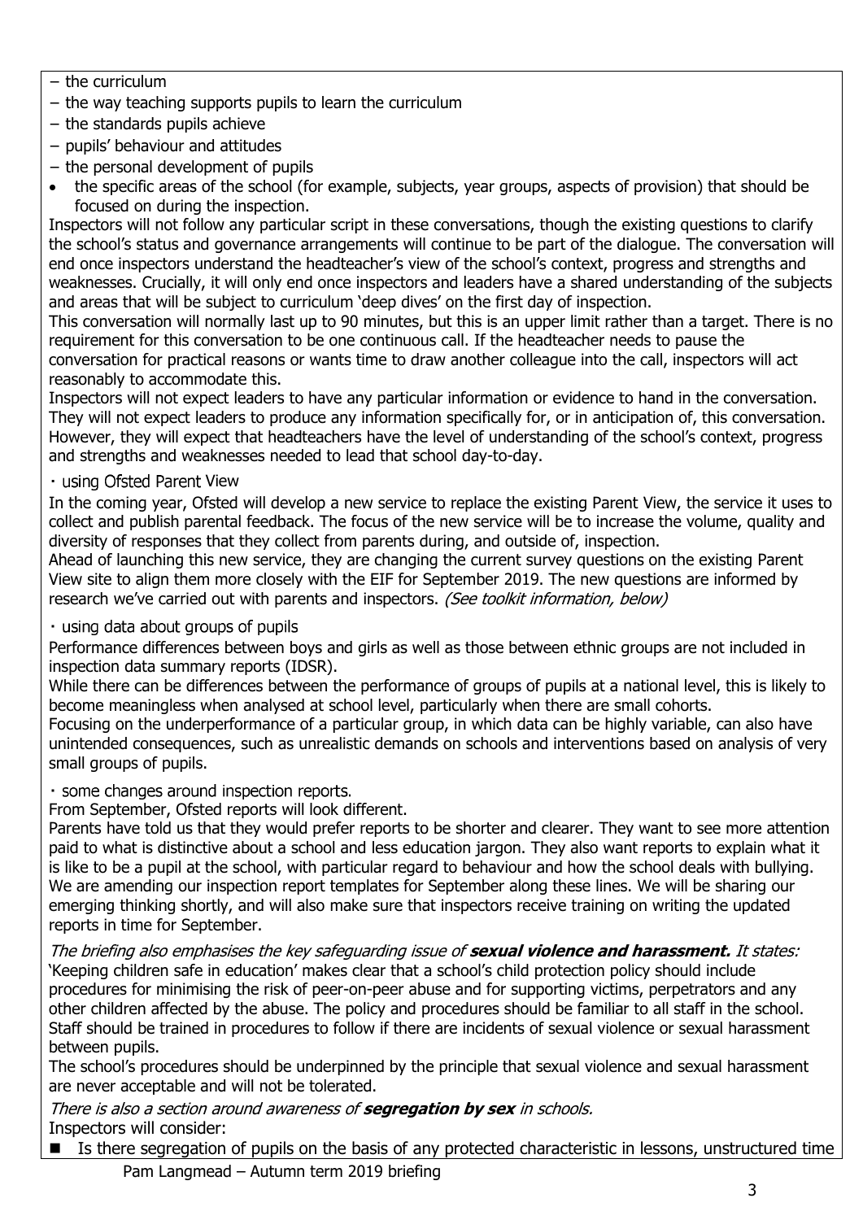- the curriculum
- the way teaching supports pupils to learn the curriculum
- the standards pupils achieve
- pupils' behaviour and attitudes
- the personal development of pupils

- the specific areas of the school (for example, subjects, year groups, aspects of provision) that should be focused on during the inspection.

Inspectors will not follow any particular script in these conversations, though the existing questions to clarify the school's status and governance arrangements will continue to be part of the dialogue. The conversation will end once inspectors understand the headteacher's view of the school's context, progress and strengths and weaknesses. Crucially, it will only end once inspectors and leaders have a shared understanding of the subjects and areas that will be subject to curriculum 'deep dives' on the first day of inspection.

This conversation will normally last up to 90 minutes, but this is an upper limit rather than a target. There is no requirement for this conversation to be one continuous call. If the headteacher needs to pause the conversation for practical reasons or wants time to draw another colleague into the call, inspectors will act reasonably to accommodate this.

Inspectors will not expect leaders to have any particular information or evidence to hand in the conversation. They will not expect leaders to produce any information specifically for, or in anticipation of, this conversation. However, they will expect that headteachers have the level of understanding of the school's context, progress and strengths and weaknesses needed to lead that school day-to-day.

· using Ofsted Parent View

In the coming year, Ofsted will develop a new service to replace the existing Parent View, the service it uses to collect and publish parental feedback. The focus of the new service will be to increase the volume, quality and diversity of responses that they collect from parents during, and outside of, inspection.

Ahead of launching this new service, they are changing the current survey questions on the existing Parent View site to align them more closely with the EIF for September 2019. The new questions are informed by research we've carried out with parents and inspectors. *(See toolkit information, below)*

· using data about groups of pupils

Performance differences between boys and girls as well as those between ethnic groups are not included in inspection data summary reports (IDSR).

While there can be differences between the performance of groups of pupils at a national level, this is likely to become meaningless when analysed at school level, particularly when there are small cohorts.

Focusing on the underperformance of a particular group, in which data can be highly variable, can also have unintended consequences, such as unrealistic demands on schools and interventions based on analysis of very small groups of pupils.

· some changes around inspection reports.

From September, Ofsted reports will look different.

Parents have told us that they would prefer reports to be shorter and clearer. They want to see more attention paid to what is distinctive about a school and less education jargon. They also want reports to explain what it is like to be a pupil at the school, with particular regard to behaviour and how the school deals with bullying. We are amending our inspection report templates for September along these lines. We will be sharing our emerging thinking shortly, and will also make sure that inspectors receive training on writing the updated reports in time for September.

*The briefing also emphasises the key safeguarding issue of **sexual violence and harassment.** It states:*
'Keeping children safe in education' makes clear that a school's child protection policy should include procedures for minimising the risk of peer-on-peer abuse and for supporting victims, perpetrators and any other children affected by the abuse. The policy and procedures should be familiar to all staff in the school. Staff should be trained in procedures to follow if there are incidents of sexual violence or sexual harassment between pupils.

The school's procedures should be underpinned by the principle that sexual violence and sexual harassment are never acceptable and will not be tolerated.

*There is also a section around awareness of **segregation by sex** in schools.*
Inspectors will consider:

- Is there segregation of pupils on the basis of any protected characteristic in lessons, unstructured time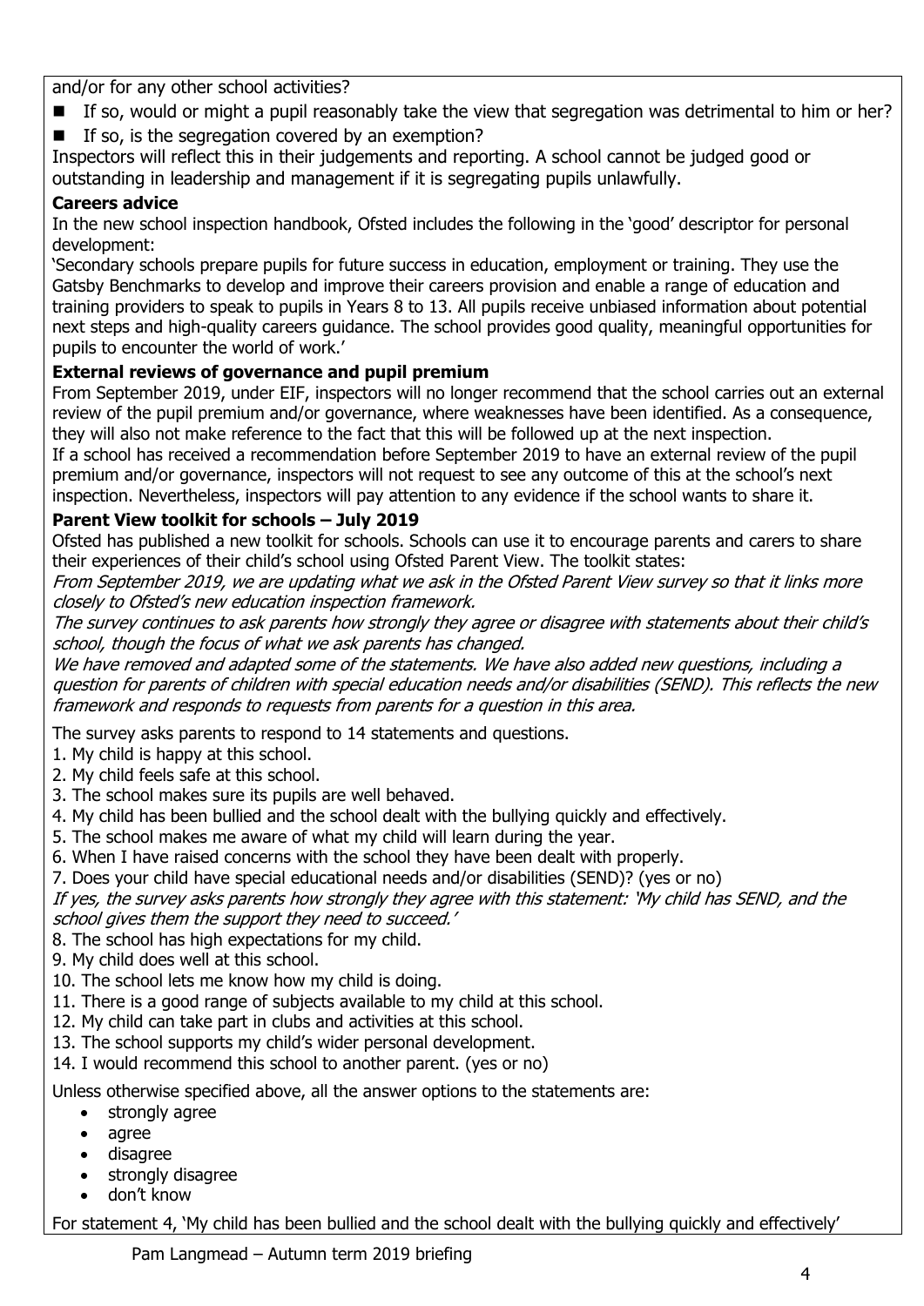and/or for any other school activities?

- If so, would or might a pupil reasonably take the view that segregation was detrimental to him or her?
- If so, is the segregation covered by an exemption?

Inspectors will reflect this in their judgements and reporting. A school cannot be judged good or outstanding in leadership and management if it is segregating pupils unlawfully.

**Careers advice**

In the new school inspection handbook, Ofsted includes the following in the 'good' descriptor for personal development:

'Secondary schools prepare pupils for future success in education, employment or training. They use the Gatsby Benchmarks to develop and improve their careers provision and enable a range of education and training providers to speak to pupils in Years 8 to 13. All pupils receive unbiased information about potential next steps and high-quality careers guidance. The school provides good quality, meaningful opportunities for pupils to encounter the world of work.'

**External reviews of governance and pupil premium**

From September 2019, under EIF, inspectors will no longer recommend that the school carries out an external review of the pupil premium and/or governance, where weaknesses have been identified. As a consequence, they will also not make reference to the fact that this will be followed up at the next inspection.

If a school has received a recommendation before September 2019 to have an external review of the pupil premium and/or governance, inspectors will not request to see any outcome of this at the school's next inspection. Nevertheless, inspectors will pay attention to any evidence if the school wants to share it.

**Parent View toolkit for schools – July 2019**

Ofsted has published a new toolkit for schools. Schools can use it to encourage parents and carers to share their experiences of their child's school using Ofsted Parent View. The toolkit states:

*From September 2019, we are updating what we ask in the Ofsted Parent View survey so that it links more closely to Ofsted's new education inspection framework.*

*The survey continues to ask parents how strongly they agree or disagree with statements about their child's school, though the focus of what we ask parents has changed.*

*We have removed and adapted some of the statements. We have also added new questions, including a question for parents of children with special education needs and/or disabilities (SEND). This reflects the new framework and responds to requests from parents for a question in this area.*

The survey asks parents to respond to 14 statements and questions.

1. My child is happy at this school.
2. My child feels safe at this school.
3. The school makes sure its pupils are well behaved.
4. My child has been bullied and the school dealt with the bullying quickly and effectively.
5. The school makes me aware of what my child will learn during the year.
6. When I have raised concerns with the school they have been dealt with properly.
7. Does your child have special educational needs and/or disabilities (SEND)? (yes or no)

*If yes, the survey asks parents how strongly they agree with this statement: 'My child has SEND, and the school gives them the support they need to succeed.'*

8. The school has high expectations for my child.
9. My child does well at this school.
10. The school lets me know how my child is doing.
11. There is a good range of subjects available to my child at this school.
12. My child can take part in clubs and activities at this school.
13. The school supports my child's wider personal development.
14. I would recommend this school to another parent. (yes or no)

Unless otherwise specified above, all the answer options to the statements are:

- strongly agree
- agree
- disagree
- strongly disagree
- don't know

For statement 4, 'My child has been bullied and the school dealt with the bullying quickly and effectively'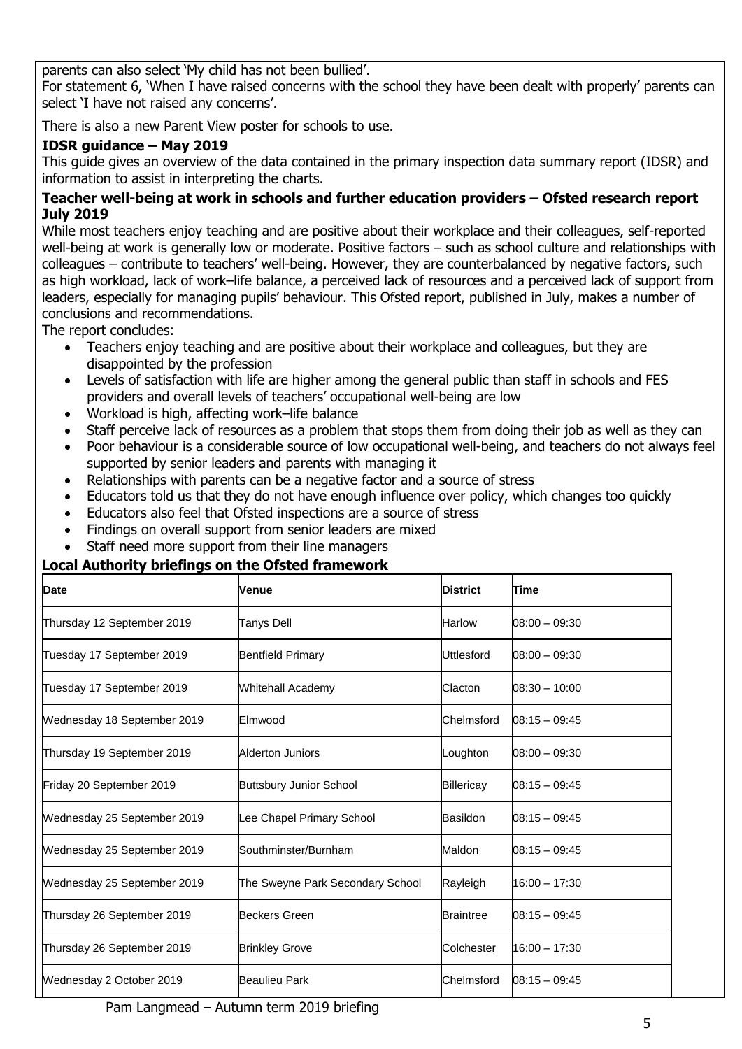parents can also select 'My child has not been bullied'.

For statement 6, 'When I have raised concerns with the school they have been dealt with properly' parents can select 'I have not raised any concerns'.

There is also a new Parent View poster for schools to use.

**IDSR guidance – May 2019**

This guide gives an overview of the data contained in the primary inspection data summary report (IDSR) and information to assist in interpreting the charts.

**Teacher well-being at work in schools and further education providers – Ofsted research report July 2019**

While most teachers enjoy teaching and are positive about their workplace and their colleagues, self-reported well-being at work is generally low or moderate. Positive factors – such as school culture and relationships with colleagues – contribute to teachers' well-being. However, they are counterbalanced by negative factors, such as high workload, lack of work–life balance, a perceived lack of resources and a perceived lack of support from leaders, especially for managing pupils' behaviour. This Ofsted report, published in July, makes a number of conclusions and recommendations.

The report concludes:

- Teachers enjoy teaching and are positive about their workplace and colleagues, but they are disappointed by the profession
- Levels of satisfaction with life are higher among the general public than staff in schools and FES providers and overall levels of teachers' occupational well-being are low
- Workload is high, affecting work–life balance
- Staff perceive lack of resources as a problem that stops them from doing their job as well as they can
- Poor behaviour is a considerable source of low occupational well-being, and teachers do not always feel supported by senior leaders and parents with managing it
- Relationships with parents can be a negative factor and a source of stress
- Educators told us that they do not have enough influence over policy, which changes too quickly
- Educators also feel that Ofsted inspections are a source of stress
- Findings on overall support from senior leaders are mixed
- Staff need more support from their line managers

**Local Authority briefings on the Ofsted framework**

| Date | Venue | District | Time |
|---|---|---|---|
| Thursday 12 September 2019 | Tanys Dell | Harlow | 08:00 – 09:30 |
| Tuesday 17 September 2019 | Bentfield Primary | Uttlesford | 08:00 – 09:30 |
| Tuesday 17 September 2019 | Whitehall Academy | Clacton | 08:30 – 10:00 |
| Wednesday 18 September 2019 | Elmwood | Chelmsford | 08:15 – 09:45 |
| Thursday 19 September 2019 | Alderton Juniors | Loughton | 08:00 – 09:30 |
| Friday 20 September 2019 | Buttsbury Junior School | Billericay | 08:15 – 09:45 |
| Wednesday 25 September 2019 | Lee Chapel Primary School | Basildon | 08:15 – 09:45 |
| Wednesday 25 September 2019 | Southminster/Burnham | Maldon | 08:15 – 09:45 |
| Wednesday 25 September 2019 | The Sweyne Park Secondary School | Rayleigh | 16:00 – 17:30 |
| Thursday 26 September 2019 | Beckers Green | Braintree | 08:15 – 09:45 |
| Thursday 26 September 2019 | Brinkley Grove | Colchester | 16:00 – 17:30 |
| Wednesday 2 October 2019 | Beaulieu Park | Chelmsford | 08:15 – 09:45 |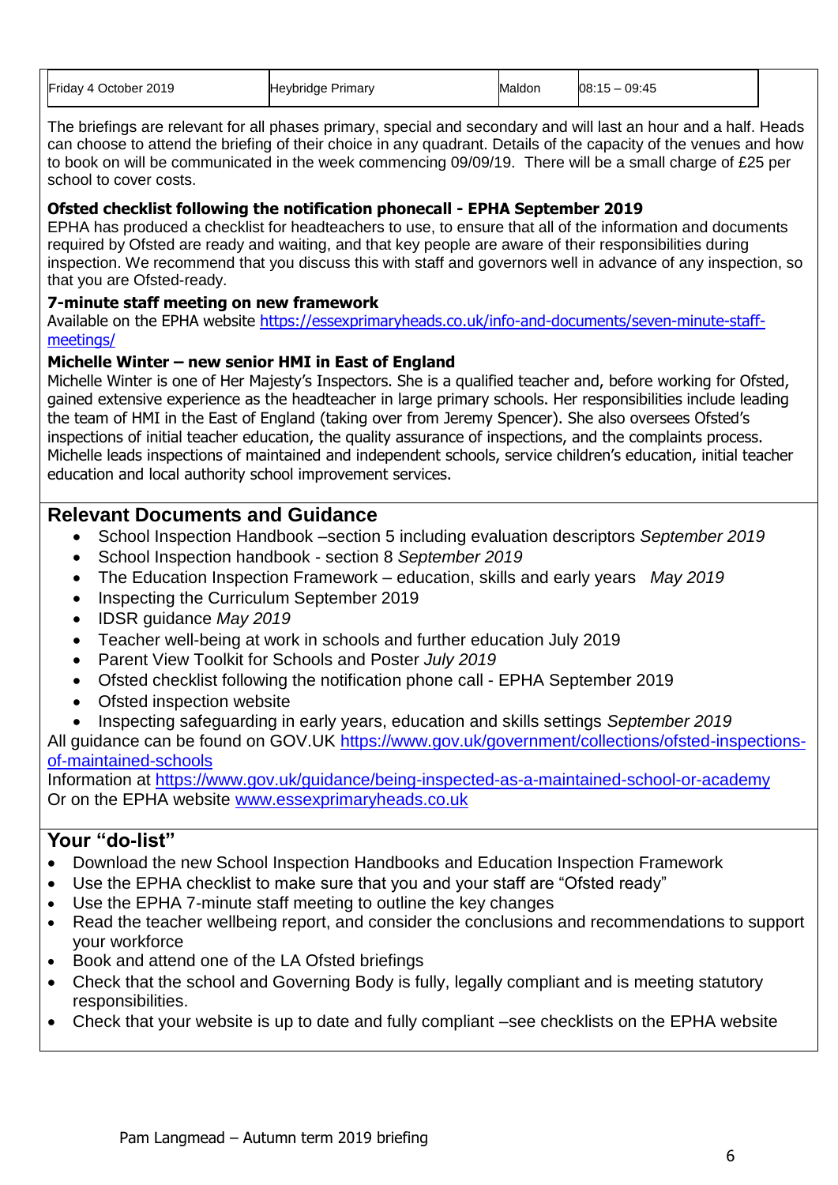| Friday 4 October 2019 | Heybridge Primary | Maldon | 08:15 – 09:45 |
|---|---|---|---|

The briefings are relevant for all phases primary, special and secondary and will last an hour and a half. Heads can choose to attend the briefing of their choice in any quadrant. Details of the capacity of the venues and how to book on will be communicated in the week commencing 09/09/19. There will be a small charge of £25 per school to cover costs.

**Ofsted checklist following the notification phonecall - EPHA September 2019**
EPHA has produced a checklist for headteachers to use, to ensure that all of the information and documents required by Ofsted are ready and waiting, and that key people are aware of their responsibilities during inspection. We recommend that you discuss this with staff and governors well in advance of any inspection, so that you are Ofsted-ready.

**7-minute staff meeting on new framework**
Available on the EPHA website https://essexprimaryheads.co.uk/info-and-documents/seven-minute-staff-meetings/

**Michelle Winter – new senior HMI in East of England**
Michelle Winter is one of Her Majesty's Inspectors. She is a qualified teacher and, before working for Ofsted, gained extensive experience as the headteacher in large primary schools. Her responsibilities include leading the team of HMI in the East of England (taking over from Jeremy Spencer). She also oversees Ofsted's inspections of initial teacher education, the quality assurance of inspections, and the complaints process. Michelle leads inspections of maintained and independent schools, service children's education, initial teacher education and local authority school improvement services.

## Relevant Documents and Guidance

- School Inspection Handbook –section 5 including evaluation descriptors *September 2019*
- School Inspection handbook - section 8 *September 2019*
- The Education Inspection Framework – education, skills and early years *May 2019*
- Inspecting the Curriculum September 2019
- IDSR guidance *May 2019*
- Teacher well-being at work in schools and further education July 2019
- Parent View Toolkit for Schools and Poster *July 2019*
- Ofsted checklist following the notification phone call - EPHA September 2019
- Ofsted inspection website
- Inspecting safeguarding in early years, education and skills settings *September 2019*

All guidance can be found on GOV.UK https://www.gov.uk/government/collections/ofsted-inspections-of-maintained-schools
Information at https://www.gov.uk/guidance/being-inspected-as-a-maintained-school-or-academy
Or on the EPHA website www.essexprimaryheads.co.uk

## Your "do-list"

- Download the new School Inspection Handbooks and Education Inspection Framework
- Use the EPHA checklist to make sure that you and your staff are "Ofsted ready"
- Use the EPHA 7-minute staff meeting to outline the key changes
- Read the teacher wellbeing report, and consider the conclusions and recommendations to support your workforce
- Book and attend one of the LA Ofsted briefings
- Check that the school and Governing Body is fully, legally compliant and is meeting statutory responsibilities.
- Check that your website is up to date and fully compliant –see checklists on the EPHA website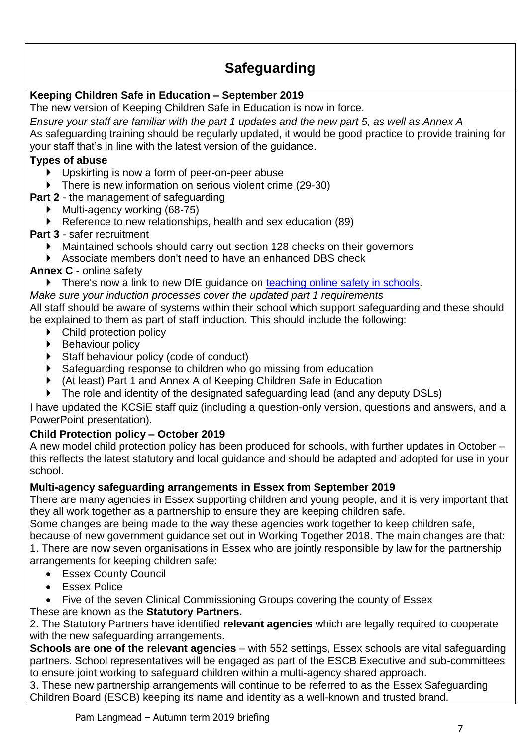# Safeguarding

**Keeping Children Safe in Education – September 2019**

The new version of Keeping Children Safe in Education is now in force.

*Ensure your staff are familiar with the part 1 updates and the new part 5, as well as Annex A*

As safeguarding training should be regularly updated, it would be good practice to provide training for your staff that's in line with the latest version of the guidance.

**Types of abuse**

- Upskirting is now a form of peer-on-peer abuse
- There is new information on serious violent crime (29-30)

**Part 2** - the management of safeguarding

- Multi-agency working (68-75)
- Reference to new relationships, health and sex education (89)

**Part 3** - safer recruitment

- Maintained schools should carry out section 128 checks on their governors
- Associate members don't need to have an enhanced DBS check

**Annex C** - online safety

- There's now a link to new DfE guidance on teaching online safety in schools.

*Make sure your induction processes cover the updated part 1 requirements*

All staff should be aware of systems within their school which support safeguarding and these should be explained to them as part of staff induction. This should include the following:

- Child protection policy
- Behaviour policy
- Staff behaviour policy (code of conduct)
- Safeguarding response to children who go missing from education
- (At least) Part 1 and Annex A of Keeping Children Safe in Education
- The role and identity of the designated safeguarding lead (and any deputy DSLs)

I have updated the KCSiE staff quiz (including a question-only version, questions and answers, and a PowerPoint presentation).

**Child Protection policy – October 2019**

A new model child protection policy has been produced for schools, with further updates in October – this reflects the latest statutory and local guidance and should be adapted and adopted for use in your school.

**Multi-agency safeguarding arrangements in Essex from September 2019**

There are many agencies in Essex supporting children and young people, and it is very important that they all work together as a partnership to ensure they are keeping children safe.

Some changes are being made to the way these agencies work together to keep children safe, because of new government guidance set out in Working Together 2018. The main changes are that:

1. There are now seven organisations in Essex who are jointly responsible by law for the partnership arrangements for keeping children safe:

- Essex County Council
- Essex Police
- Five of the seven Clinical Commissioning Groups covering the county of Essex

These are known as the **Statutory Partners.**

2. The Statutory Partners have identified **relevant agencies** which are legally required to cooperate with the new safeguarding arrangements.

**Schools are one of the relevant agencies** – with 552 settings, Essex schools are vital safeguarding partners. School representatives will be engaged as part of the ESCB Executive and sub-committees to ensure joint working to safeguard children within a multi-agency shared approach.

3. These new partnership arrangements will continue to be referred to as the Essex Safeguarding Children Board (ESCB) keeping its name and identity as a well-known and trusted brand.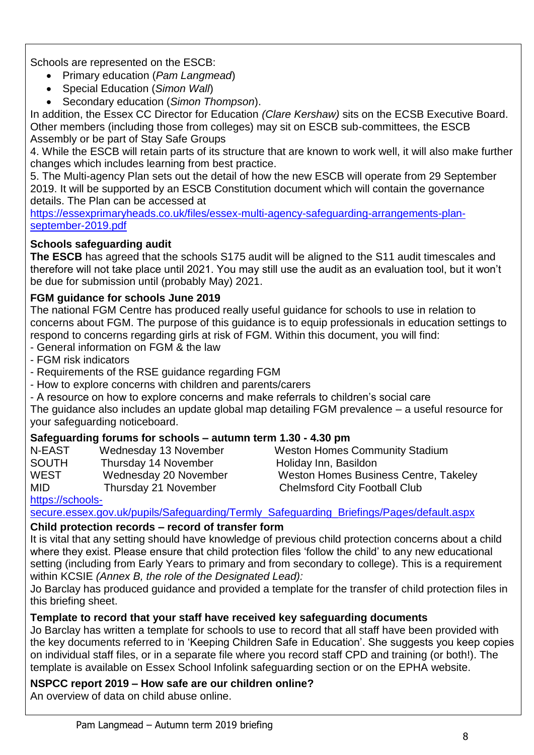Schools are represented on the ESCB:

- Primary education (*Pam Langmead*)
- Special Education (*Simon Wall*)
- Secondary education (*Simon Thompson*).

In addition, the Essex CC Director for Education *(Clare Kershaw)* sits on the ECSB Executive Board. Other members (including those from colleges) may sit on ESCB sub-committees, the ESCB Assembly or be part of Stay Safe Groups

4. While the ESCB will retain parts of its structure that are known to work well, it will also make further changes which includes learning from best practice.

5. The Multi-agency Plan sets out the detail of how the new ESCB will operate from 29 September 2019. It will be supported by an ESCB Constitution document which will contain the governance details. The Plan can be accessed at
https://essexprimaryheads.co.uk/files/essex-multi-agency-safeguarding-arrangements-plan-september-2019.pdf

**Schools safeguarding audit**

**The ESCB** has agreed that the schools S175 audit will be aligned to the S11 audit timescales and therefore will not take place until 2021. You may still use the audit as an evaluation tool, but it won't be due for submission until (probably May) 2021.

**FGM guidance for schools June 2019**

The national FGM Centre has produced really useful guidance for schools to use in relation to concerns about FGM. The purpose of this guidance is to equip professionals in education settings to respond to concerns regarding girls at risk of FGM. Within this document, you will find:

- General information on FGM & the law
- FGM risk indicators
- Requirements of the RSE guidance regarding FGM
- How to explore concerns with children and parents/carers
- A resource on how to explore concerns and make referrals to children's social care

The guidance also includes an update global map detailing FGM prevalence – a useful resource for your safeguarding noticeboard.

**Safeguarding forums for schools – autumn term 1.30 - 4.30 pm**

| | | |
|---|---|---|
| N-EAST | Wednesday 13 November | Weston Homes Community Stadium |
| SOUTH | Thursday 14 November | Holiday Inn, Basildon |
| WEST | Wednesday 20 November | Weston Homes Business Centre, Takeley |
| MID | Thursday 21 November | Chelmsford City Football Club |

https://schools-secure.essex.gov.uk/pupils/Safeguarding/Termly_Safeguarding_Briefings/Pages/default.aspx

**Child protection records – record of transfer form**

It is vital that any setting should have knowledge of previous child protection concerns about a child where they exist. Please ensure that child protection files 'follow the child' to any new educational setting (including from Early Years to primary and from secondary to college). This is a requirement within KCSIE *(Annex B, the role of the Designated Lead):*

Jo Barclay has produced guidance and provided a template for the transfer of child protection files in this briefing sheet.

**Template to record that your staff have received key safeguarding documents**

Jo Barclay has written a template for schools to use to record that all staff have been provided with the key documents referred to in 'Keeping Children Safe in Education'. She suggests you keep copies on individual staff files, or in a separate file where you record staff CPD and training (or both!). The template is available on Essex School Infolink safeguarding section or on the EPHA website.

**NSPCC report 2019 – How safe are our children online?**

An overview of data on child abuse online.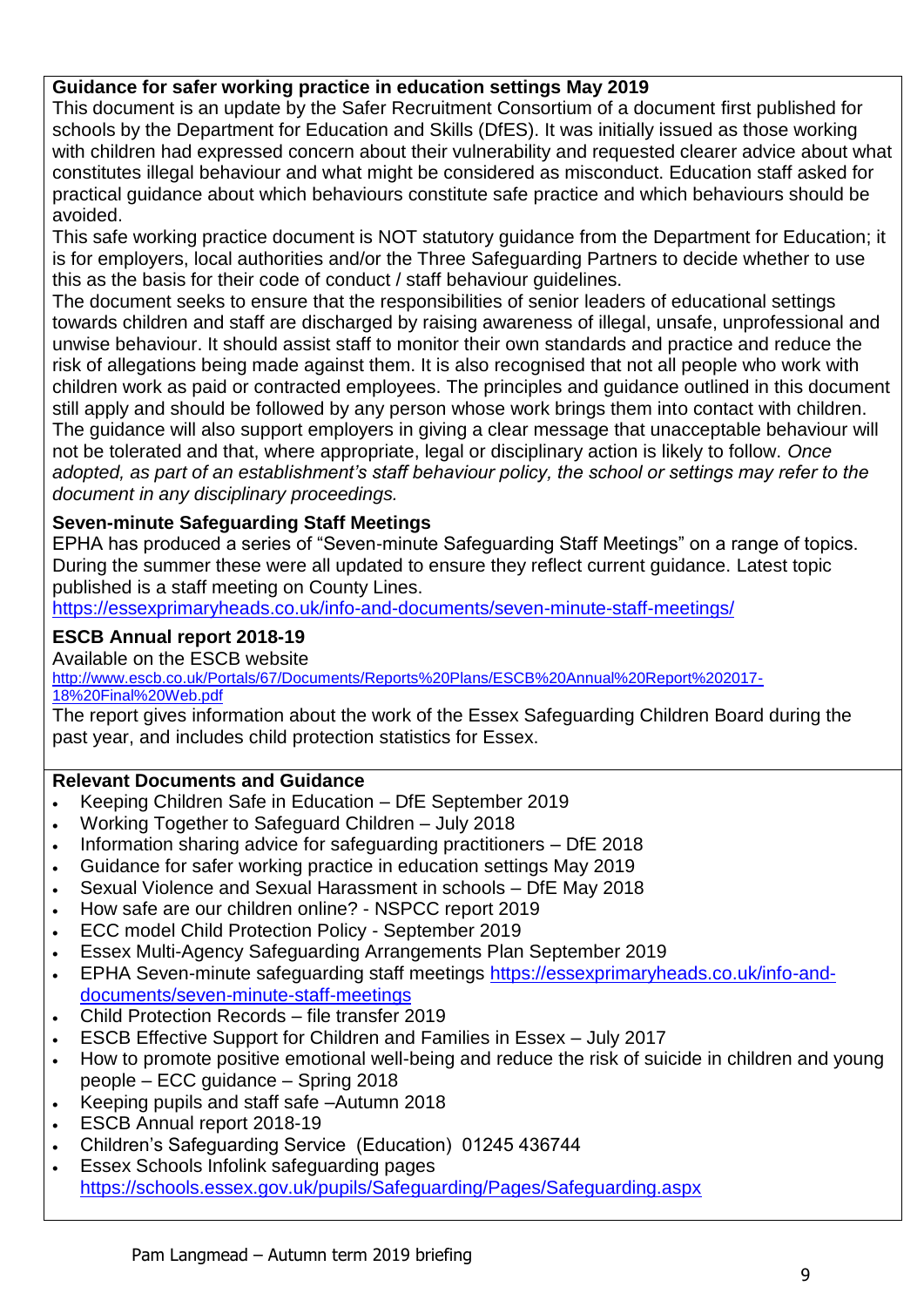**Guidance for safer working practice in education settings May 2019**

This document is an update by the Safer Recruitment Consortium of a document first published for schools by the Department for Education and Skills (DfES). It was initially issued as those working with children had expressed concern about their vulnerability and requested clearer advice about what constitutes illegal behaviour and what might be considered as misconduct. Education staff asked for practical guidance about which behaviours constitute safe practice and which behaviours should be avoided.

This safe working practice document is NOT statutory guidance from the Department for Education; it is for employers, local authorities and/or the Three Safeguarding Partners to decide whether to use this as the basis for their code of conduct / staff behaviour guidelines.

The document seeks to ensure that the responsibilities of senior leaders of educational settings towards children and staff are discharged by raising awareness of illegal, unsafe, unprofessional and unwise behaviour. It should assist staff to monitor their own standards and practice and reduce the risk of allegations being made against them. It is also recognised that not all people who work with children work as paid or contracted employees. The principles and guidance outlined in this document still apply and should be followed by any person whose work brings them into contact with children. The guidance will also support employers in giving a clear message that unacceptable behaviour will not be tolerated and that, where appropriate, legal or disciplinary action is likely to follow. *Once adopted, as part of an establishment's staff behaviour policy, the school or settings may refer to the document in any disciplinary proceedings.*

**Seven-minute Safeguarding Staff Meetings**

EPHA has produced a series of "Seven-minute Safeguarding Staff Meetings" on a range of topics. During the summer these were all updated to ensure they reflect current guidance. Latest topic published is a staff meeting on County Lines.

https://essexprimaryheads.co.uk/info-and-documents/seven-minute-staff-meetings/

**ESCB Annual report 2018-19**

Available on the ESCB website

http://www.escb.co.uk/Portals/67/Documents/Reports%20Plans/ESCB%20Annual%20Report%202017-18%20Final%20Web.pdf

The report gives information about the work of the Essex Safeguarding Children Board during the past year, and includes child protection statistics for Essex.

**Relevant Documents and Guidance**

- Keeping Children Safe in Education – DfE September 2019
- Working Together to Safeguard Children – July 2018
- Information sharing advice for safeguarding practitioners – DfE 2018
- Guidance for safer working practice in education settings May 2019
- Sexual Violence and Sexual Harassment in schools – DfE May 2018
- How safe are our children online? - NSPCC report 2019
- ECC model Child Protection Policy - September 2019
- Essex Multi-Agency Safeguarding Arrangements Plan September 2019
- EPHA Seven-minute safeguarding staff meetings https://essexprimaryheads.co.uk/info-and-documents/seven-minute-staff-meetings
- Child Protection Records – file transfer 2019
- ESCB Effective Support for Children and Families in Essex – July 2017
- How to promote positive emotional well-being and reduce the risk of suicide in children and young people – ECC guidance – Spring 2018
- Keeping pupils and staff safe –Autumn 2018
- ESCB Annual report 2018-19
- Children's Safeguarding Service (Education) 01245 436744
- Essex Schools Infolink safeguarding pages https://schools.essex.gov.uk/pupils/Safeguarding/Pages/Safeguarding.aspx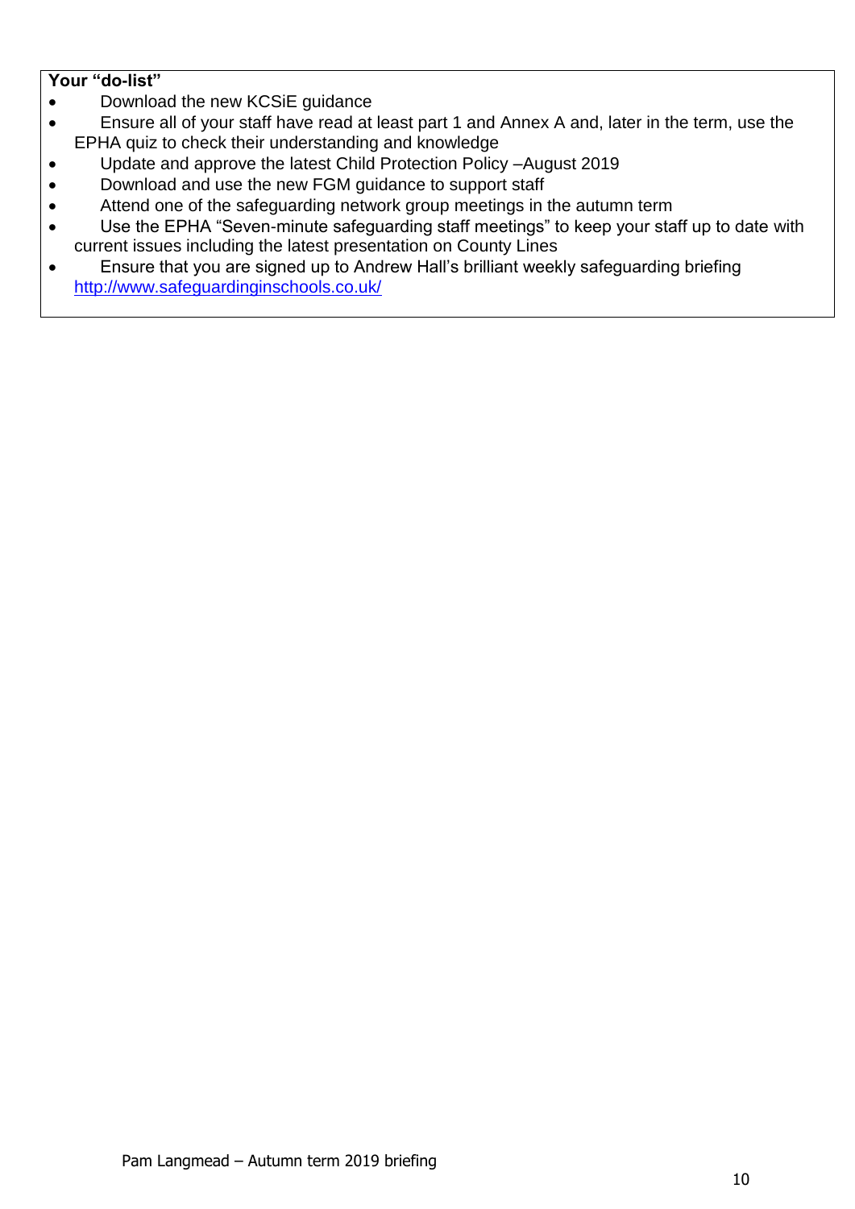**Your "do-list"**

- Download the new KCSiE guidance
- Ensure all of your staff have read at least part 1 and Annex A and, later in the term, use the EPHA quiz to check their understanding and knowledge
- Update and approve the latest Child Protection Policy –August 2019
- Download and use the new FGM guidance to support staff
- Attend one of the safeguarding network group meetings in the autumn term
- Use the EPHA "Seven-minute safeguarding staff meetings" to keep your staff up to date with current issues including the latest presentation on County Lines
- Ensure that you are signed up to Andrew Hall's brilliant weekly safeguarding briefing http://www.safeguardinginschools.co.uk/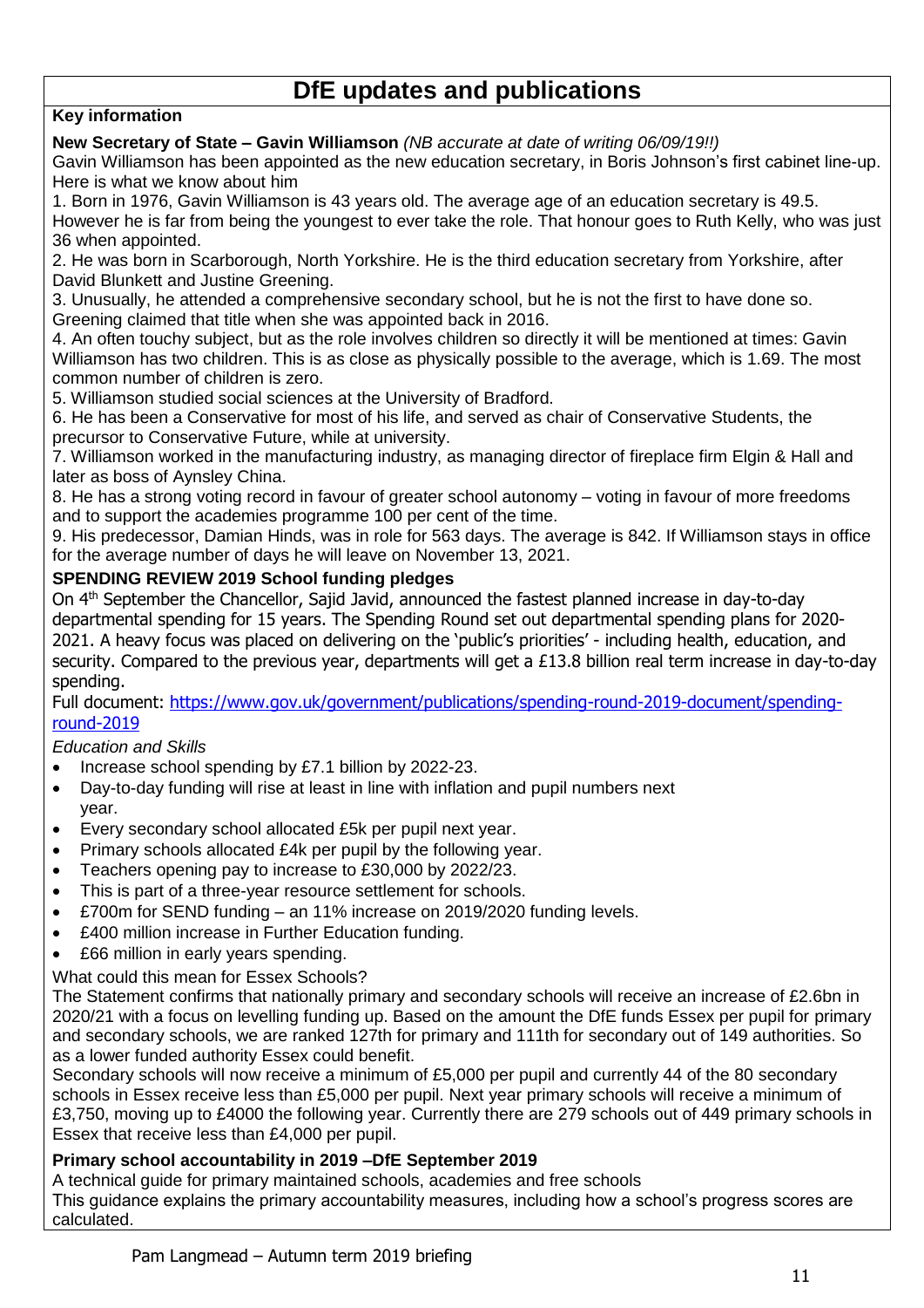# DfE updates and publications

**Key information**

**New Secretary of State – Gavin Williamson** *(NB accurate at date of writing 06/09/19!!)*

Gavin Williamson has been appointed as the new education secretary, in Boris Johnson's first cabinet line-up. Here is what we know about him

1. Born in 1976, Gavin Williamson is 43 years old. The average age of an education secretary is 49.5. However he is far from being the youngest to ever take the role. That honour goes to Ruth Kelly, who was just 36 when appointed.
2. He was born in Scarborough, North Yorkshire. He is the third education secretary from Yorkshire, after David Blunkett and Justine Greening.
3. Unusually, he attended a comprehensive secondary school, but he is not the first to have done so. Greening claimed that title when she was appointed back in 2016.
4. An often touchy subject, but as the role involves children so directly it will be mentioned at times: Gavin Williamson has two children. This is as close as physically possible to the average, which is 1.69. The most common number of children is zero.
5. Williamson studied social sciences at the University of Bradford.
6. He has been a Conservative for most of his life, and served as chair of Conservative Students, the precursor to Conservative Future, while at university.
7. Williamson worked in the manufacturing industry, as managing director of fireplace firm Elgin & Hall and later as boss of Aynsley China.
8. He has a strong voting record in favour of greater school autonomy – voting in favour of more freedoms and to support the academies programme 100 per cent of the time.
9. His predecessor, Damian Hinds, was in role for 563 days. The average is 842. If Williamson stays in office for the average number of days he will leave on November 13, 2021.

**SPENDING REVIEW 2019 School funding pledges**

On 4th September the Chancellor, Sajid Javid, announced the fastest planned increase in day-to-day departmental spending for 15 years. The Spending Round set out departmental spending plans for 2020-2021. A heavy focus was placed on delivering on the 'public's priorities' - including health, education, and security. Compared to the previous year, departments will get a £13.8 billion real term increase in day-to-day spending.

Full document: https://www.gov.uk/government/publications/spending-round-2019-document/spending-round-2019

*Education and Skills*

- Increase school spending by £7.1 billion by 2022-23.
- Day-to-day funding will rise at least in line with inflation and pupil numbers next year.
- Every secondary school allocated £5k per pupil next year.
- Primary schools allocated £4k per pupil by the following year.
- Teachers opening pay to increase to £30,000 by 2022/23.
- This is part of a three-year resource settlement for schools.
- £700m for SEND funding – an 11% increase on 2019/2020 funding levels.
- £400 million increase in Further Education funding.
- £66 million in early years spending.

What could this mean for Essex Schools?

The Statement confirms that nationally primary and secondary schools will receive an increase of £2.6bn in 2020/21 with a focus on levelling funding up. Based on the amount the DfE funds Essex per pupil for primary and secondary schools, we are ranked 127th for primary and 111th for secondary out of 149 authorities. So as a lower funded authority Essex could benefit.

Secondary schools will now receive a minimum of £5,000 per pupil and currently 44 of the 80 secondary schools in Essex receive less than £5,000 per pupil. Next year primary schools will receive a minimum of £3,750, moving up to £4000 the following year. Currently there are 279 schools out of 449 primary schools in Essex that receive less than £4,000 per pupil.

**Primary school accountability in 2019 –DfE September 2019**

A technical guide for primary maintained schools, academies and free schools

This guidance explains the primary accountability measures, including how a school's progress scores are calculated.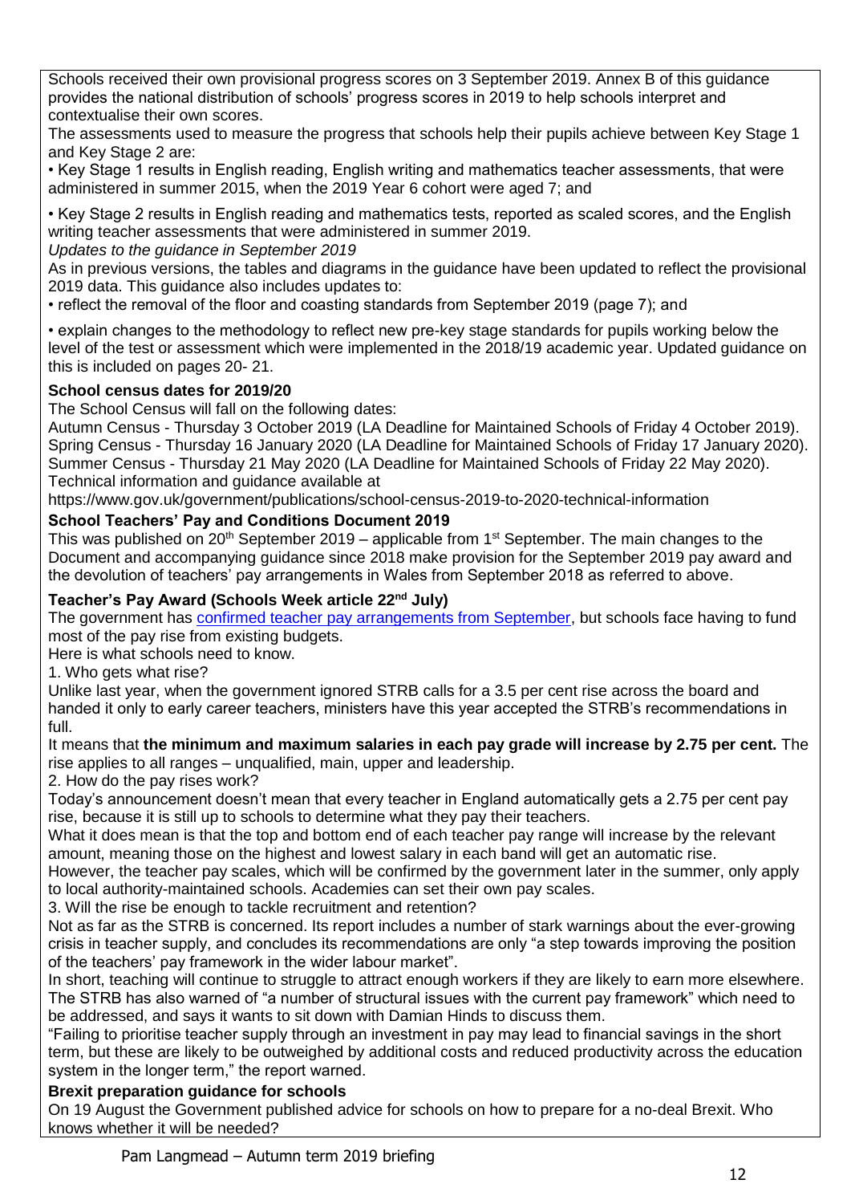Schools received their own provisional progress scores on 3 September 2019. Annex B of this guidance provides the national distribution of schools' progress scores in 2019 to help schools interpret and contextualise their own scores.

The assessments used to measure the progress that schools help their pupils achieve between Key Stage 1 and Key Stage 2 are:

• Key Stage 1 results in English reading, English writing and mathematics teacher assessments, that were administered in summer 2015, when the 2019 Year 6 cohort were aged 7; and

• Key Stage 2 results in English reading and mathematics tests, reported as scaled scores, and the English writing teacher assessments that were administered in summer 2019.

*Updates to the guidance in September 2019*

As in previous versions, the tables and diagrams in the guidance have been updated to reflect the provisional 2019 data. This guidance also includes updates to:

• reflect the removal of the floor and coasting standards from September 2019 (page 7); and

• explain changes to the methodology to reflect new pre-key stage standards for pupils working below the level of the test or assessment which were implemented in the 2018/19 academic year. Updated guidance on this is included on pages 20- 21.

**School census dates for 2019/20**

The School Census will fall on the following dates:

Autumn Census - Thursday 3 October 2019 (LA Deadline for Maintained Schools of Friday 4 October 2019).
Spring Census - Thursday 16 January 2020 (LA Deadline for Maintained Schools of Friday 17 January 2020).
Summer Census - Thursday 21 May 2020 (LA Deadline for Maintained Schools of Friday 22 May 2020).
Technical information and guidance available at
https://www.gov.uk/government/publications/school-census-2019-to-2020-technical-information

**School Teachers' Pay and Conditions Document 2019**

This was published on 20th September 2019 – applicable from 1st September. The main changes to the Document and accompanying guidance since 2018 make provision for the September 2019 pay award and the devolution of teachers' pay arrangements in Wales from September 2018 as referred to above.

**Teacher's Pay Award (Schools Week article 22nd July)**

The government has confirmed teacher pay arrangements from September, but schools face having to fund most of the pay rise from existing budgets.

Here is what schools need to know.

1. Who gets what rise?

Unlike last year, when the government ignored STRB calls for a 3.5 per cent rise across the board and handed it only to early career teachers, ministers have this year accepted the STRB's recommendations in full.

It means that **the minimum and maximum salaries in each pay grade will increase by 2.75 per cent.** The rise applies to all ranges – unqualified, main, upper and leadership.

2. How do the pay rises work?

Today's announcement doesn't mean that every teacher in England automatically gets a 2.75 per cent pay rise, because it is still up to schools to determine what they pay their teachers.

What it does mean is that the top and bottom end of each teacher pay range will increase by the relevant amount, meaning those on the highest and lowest salary in each band will get an automatic rise.

However, the teacher pay scales, which will be confirmed by the government later in the summer, only apply to local authority-maintained schools. Academies can set their own pay scales.

3. Will the rise be enough to tackle recruitment and retention?

Not as far as the STRB is concerned. Its report includes a number of stark warnings about the ever-growing crisis in teacher supply, and concludes its recommendations are only "a step towards improving the position of the teachers' pay framework in the wider labour market".

In short, teaching will continue to struggle to attract enough workers if they are likely to earn more elsewhere. The STRB has also warned of "a number of structural issues with the current pay framework" which need to be addressed, and says it wants to sit down with Damian Hinds to discuss them.

"Failing to prioritise teacher supply through an investment in pay may lead to financial savings in the short term, but these are likely to be outweighed by additional costs and reduced productivity across the education system in the longer term," the report warned.

**Brexit preparation guidance for schools**

On 19 August the Government published advice for schools on how to prepare for a no-deal Brexit. Who knows whether it will be needed?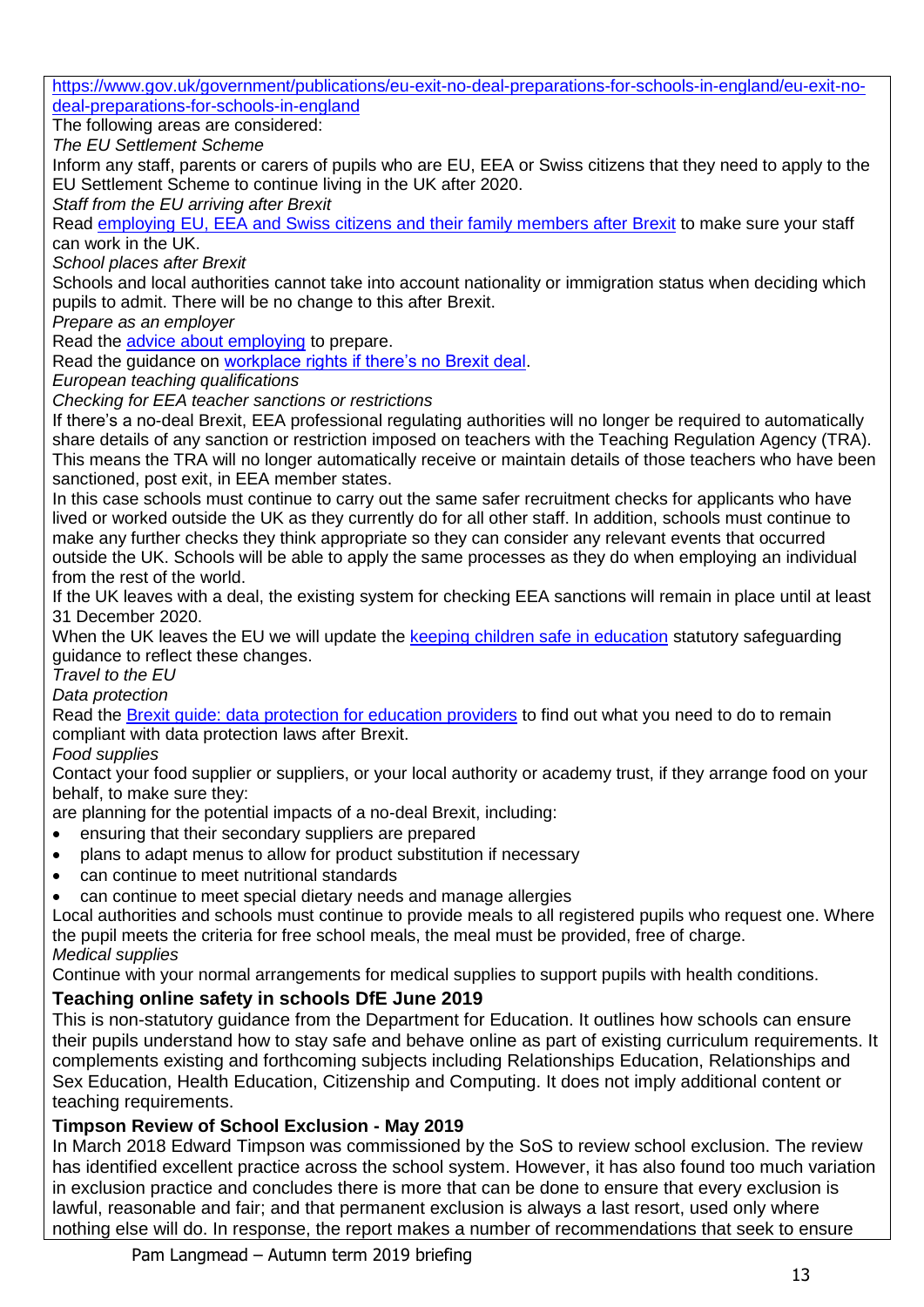[https://www.gov.uk/government/publications/eu-exit-no-deal-preparations-for-schools-in-england/eu-exit-no-deal-preparations-for-schools-in-england](https://www.gov.uk/government/publications/eu-exit-no-deal-preparations-for-schools-in-england/eu-exit-no-deal-preparations-for-schools-in-england)

The following areas are considered:

*The EU Settlement Scheme*

Inform any staff, parents or carers of pupils who are EU, EEA or Swiss citizens that they need to apply to the EU Settlement Scheme to continue living in the UK after 2020.

*Staff from the EU arriving after Brexit*

Read employing EU, EEA and Swiss citizens and their family members after Brexit to make sure your staff can work in the UK.

*School places after Brexit*

Schools and local authorities cannot take into account nationality or immigration status when deciding which pupils to admit. There will be no change to this after Brexit.

*Prepare as an employer*

Read the advice about employing to prepare.

Read the guidance on workplace rights if there's no Brexit deal.

*European teaching qualifications*

*Checking for EEA teacher sanctions or restrictions*

If there's a no-deal Brexit, EEA professional regulating authorities will no longer be required to automatically share details of any sanction or restriction imposed on teachers with the Teaching Regulation Agency (TRA). This means the TRA will no longer automatically receive or maintain details of those teachers who have been sanctioned, post exit, in EEA member states.

In this case schools must continue to carry out the same safer recruitment checks for applicants who have lived or worked outside the UK as they currently do for all other staff. In addition, schools must continue to make any further checks they think appropriate so they can consider any relevant events that occurred outside the UK. Schools will be able to apply the same processes as they do when employing an individual from the rest of the world.

If the UK leaves with a deal, the existing system for checking EEA sanctions will remain in place until at least 31 December 2020.

When the UK leaves the EU we will update the keeping children safe in education statutory safeguarding guidance to reflect these changes.

*Travel to the EU*

*Data protection*

Read the Brexit guide: data protection for education providers to find out what you need to do to remain compliant with data protection laws after Brexit.

*Food supplies*

Contact your food supplier or suppliers, or your local authority or academy trust, if they arrange food on your behalf, to make sure they:

are planning for the potential impacts of a no-deal Brexit, including:

- ensuring that their secondary suppliers are prepared
- plans to adapt menus to allow for product substitution if necessary
- can continue to meet nutritional standards
- can continue to meet special dietary needs and manage allergies

Local authorities and schools must continue to provide meals to all registered pupils who request one. Where the pupil meets the criteria for free school meals, the meal must be provided, free of charge.

*Medical supplies*

Continue with your normal arrangements for medical supplies to support pupils with health conditions.

**Teaching online safety in schools DfE June 2019**

This is non-statutory guidance from the Department for Education. It outlines how schools can ensure their pupils understand how to stay safe and behave online as part of existing curriculum requirements. It complements existing and forthcoming subjects including Relationships Education, Relationships and Sex Education, Health Education, Citizenship and Computing. It does not imply additional content or teaching requirements.

**Timpson Review of School Exclusion - May 2019**

In March 2018 Edward Timpson was commissioned by the SoS to review school exclusion. The review has identified excellent practice across the school system. However, it has also found too much variation in exclusion practice and concludes there is more that can be done to ensure that every exclusion is lawful, reasonable and fair; and that permanent exclusion is always a last resort, used only where nothing else will do. In response, the report makes a number of recommendations that seek to ensure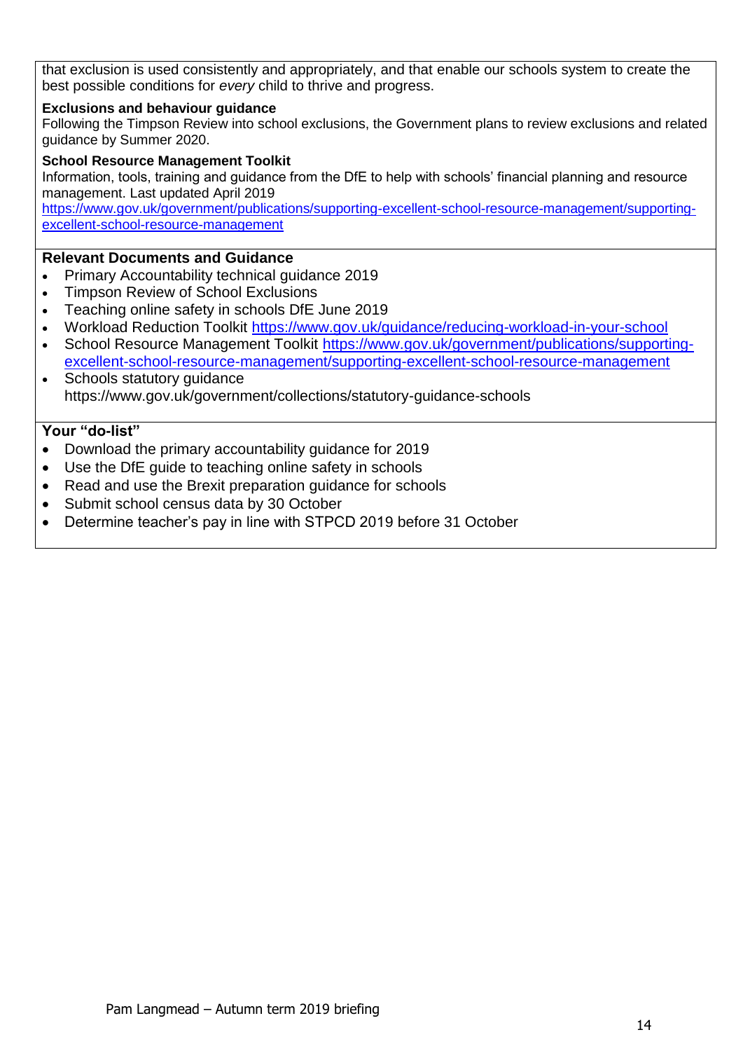that exclusion is used consistently and appropriately, and that enable our schools system to create the best possible conditions for *every* child to thrive and progress.

**Exclusions and behaviour guidance**

Following the Timpson Review into school exclusions, the Government plans to review exclusions and related guidance by Summer 2020.

**School Resource Management Toolkit**

Information, tools, training and guidance from the DfE to help with schools' financial planning and resource management. Last updated April 2019

https://www.gov.uk/government/publications/supporting-excellent-school-resource-management/supporting-excellent-school-resource-management

**Relevant Documents and Guidance**

- Primary Accountability technical guidance 2019
- Timpson Review of School Exclusions
- Teaching online safety in schools DfE June 2019
- Workload Reduction Toolkit https://www.gov.uk/guidance/reducing-workload-in-your-school
- School Resource Management Toolkit https://www.gov.uk/government/publications/supporting-excellent-school-resource-management/supporting-excellent-school-resource-management
- Schools statutory guidance https://www.gov.uk/government/collections/statutory-guidance-schools

**Your "do-list"**

- Download the primary accountability guidance for 2019
- Use the DfE guide to teaching online safety in schools
- Read and use the Brexit preparation guidance for schools
- Submit school census data by 30 October
- Determine teacher's pay in line with STPCD 2019 before 31 October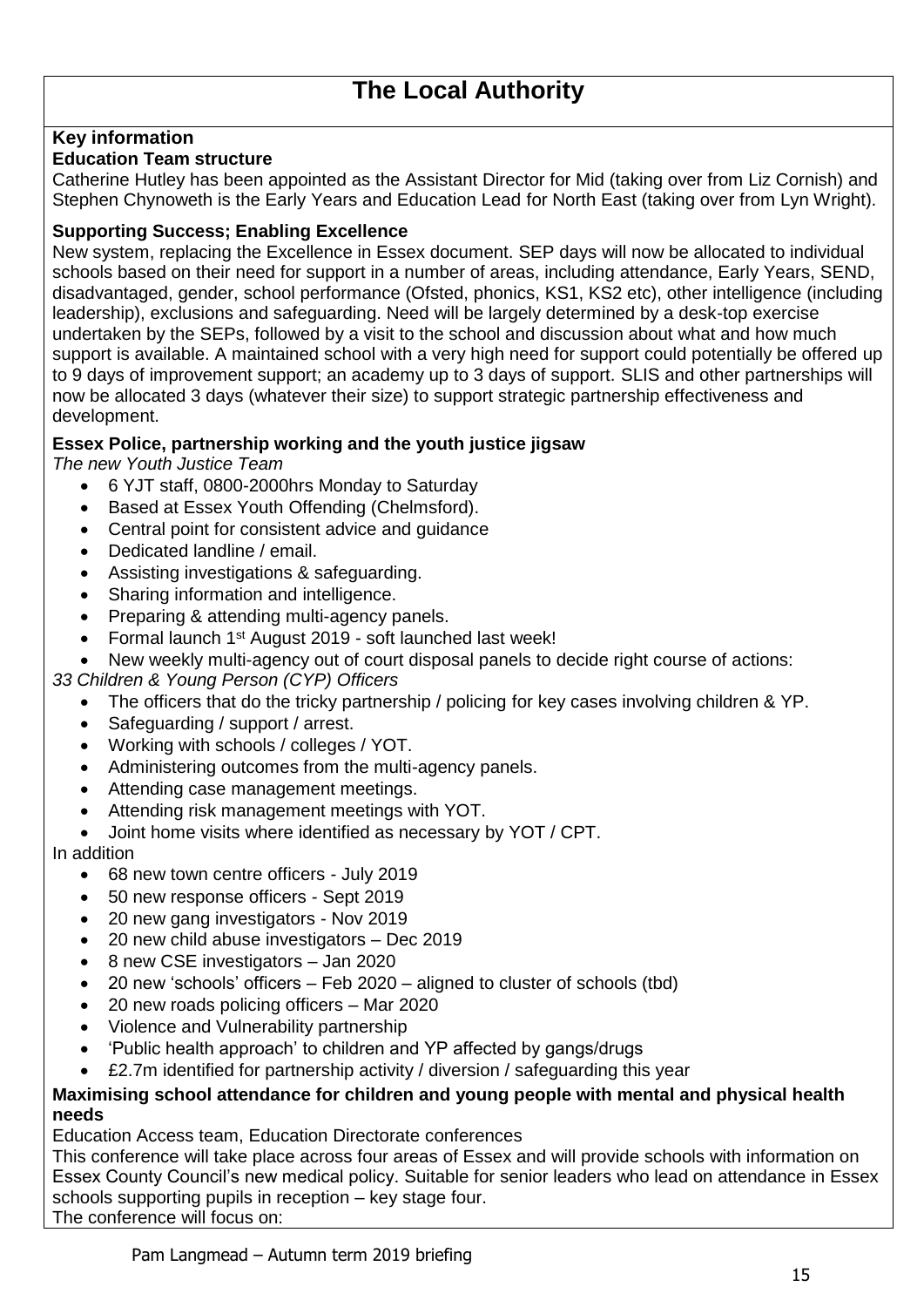# The Local Authority

**Key information**

**Education Team structure**

Catherine Hutley has been appointed as the Assistant Director for Mid (taking over from Liz Cornish) and Stephen Chynoweth is the Early Years and Education Lead for North East (taking over from Lyn Wright).

**Supporting Success; Enabling Excellence**

New system, replacing the Excellence in Essex document. SEP days will now be allocated to individual schools based on their need for support in a number of areas, including attendance, Early Years, SEND, disadvantaged, gender, school performance (Ofsted, phonics, KS1, KS2 etc), other intelligence (including leadership), exclusions and safeguarding. Need will be largely determined by a desk-top exercise undertaken by the SEPs, followed by a visit to the school and discussion about what and how much support is available. A maintained school with a very high need for support could potentially be offered up to 9 days of improvement support; an academy up to 3 days of support. SLIS and other partnerships will now be allocated 3 days (whatever their size) to support strategic partnership effectiveness and development.

**Essex Police, partnership working and the youth justice jigsaw**

*The new Youth Justice Team*

- 6 YJT staff, 0800-2000hrs Monday to Saturday
- Based at Essex Youth Offending (Chelmsford).
- Central point for consistent advice and guidance
- Dedicated landline / email.
- Assisting investigations & safeguarding.
- Sharing information and intelligence.
- Preparing & attending multi-agency panels.
- Formal launch 1st August 2019 - soft launched last week!
- New weekly multi-agency out of court disposal panels to decide right course of actions:

*33 Children & Young Person (CYP) Officers*

- The officers that do the tricky partnership / policing for key cases involving children & YP.
- Safeguarding / support / arrest.
- Working with schools / colleges / YOT.
- Administering outcomes from the multi-agency panels.
- Attending case management meetings.
- Attending risk management meetings with YOT.
- Joint home visits where identified as necessary by YOT / CPT.

In addition

- 68 new town centre officers - July 2019
- 50 new response officers - Sept 2019
- 20 new gang investigators - Nov 2019
- 20 new child abuse investigators – Dec 2019
- 8 new CSE investigators – Jan 2020
- 20 new 'schools' officers – Feb 2020 – aligned to cluster of schools (tbd)
- 20 new roads policing officers – Mar 2020
- Violence and Vulnerability partnership
- 'Public health approach' to children and YP affected by gangs/drugs
- £2.7m identified for partnership activity / diversion / safeguarding this year

**Maximising school attendance for children and young people with mental and physical health needs**

Education Access team, Education Directorate conferences

This conference will take place across four areas of Essex and will provide schools with information on Essex County Council's new medical policy. Suitable for senior leaders who lead on attendance in Essex schools supporting pupils in reception – key stage four.

The conference will focus on: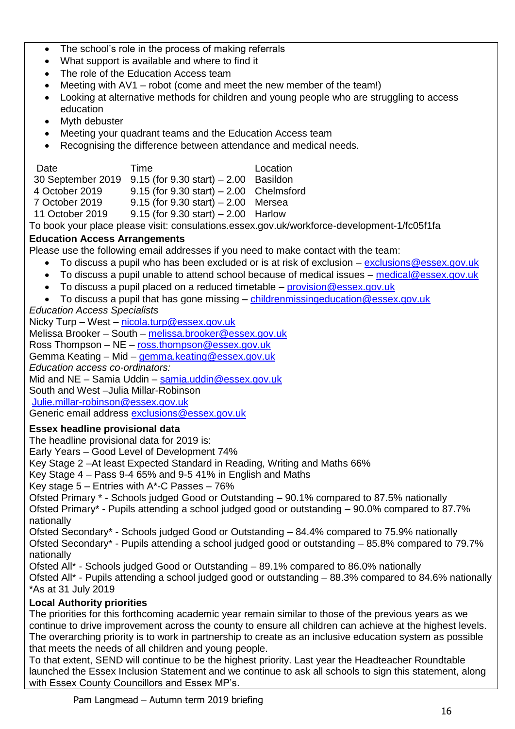- The school's role in the process of making referrals
- What support is available and where to find it
- The role of the Education Access team
- Meeting with AV1 – robot (come and meet the new member of the team!)
- Looking at alternative methods for children and young people who are struggling to access education
- Myth debuster
- Meeting your quadrant teams and the Education Access team
- Recognising the difference between attendance and medical needs.

| Date | Time | Location |
|---|---|---|
| 30 September 2019 | 9.15 (for 9.30 start) – 2.00 | Basildon |
| 4 October 2019 | 9.15 (for 9.30 start) – 2.00 | Chelmsford |
| 7 October 2019 | 9.15 (for 9.30 start) – 2.00 | Mersea |
| 11 October 2019 | 9.15 (for 9.30 start) – 2.00 | Harlow |

To book your place please visit: consulations.essex.gov.uk/workforce-development-1/fc05f1fa

**Education Access Arrangements**

Please use the following email addresses if you need to make contact with the team:

- To discuss a pupil who has been excluded or is at risk of exclusion – exclusions@essex.gov.uk
- To discuss a pupil unable to attend school because of medical issues – medical@essex.gov.uk
- To discuss a pupil placed on a reduced timetable – provision@essex.gov.uk
- To discuss a pupil that has gone missing – childrenmissingeducation@essex.gov.uk

*Education Access Specialists*

Nicky Turp – West – nicola.turp@essex.gov.uk
Melissa Brooker – South – melissa.brooker@essex.gov.uk
Ross Thompson – NE – ross.thompson@essex.gov.uk
Gemma Keating – Mid – gemma.keating@essex.gov.uk

*Education access co-ordinators:*

Mid and NE – Samia Uddin – samia.uddin@essex.gov.uk
South and West –Julia Millar-Robinson
Julie.millar-robinson@essex.gov.uk
Generic email address exclusions@essex.gov.uk

**Essex headline provisional data**

The headline provisional data for 2019 is:
Early Years – Good Level of Development 74%
Key Stage 2 –At least Expected Standard in Reading, Writing and Maths 66%
Key Stage 4 – Pass 9-4 65% and 9-5 41% in English and Maths
Key stage 5 – Entries with A*-C Passes – 76%
Ofsted Primary * - Schools judged Good or Outstanding – 90.1% compared to 87.5% nationally
Ofsted Primary* - Pupils attending a school judged good or outstanding – 90.0% compared to 87.7% nationally
Ofsted Secondary* - Schools judged Good or Outstanding – 84.4% compared to 75.9% nationally
Ofsted Secondary* - Pupils attending a school judged good or outstanding – 85.8% compared to 79.7% nationally
Ofsted All* - Schools judged Good or Outstanding – 89.1% compared to 86.0% nationally
Ofsted All* - Pupils attending a school judged good or outstanding – 88.3% compared to 84.6% nationally
*As at 31 July 2019

**Local Authority priorities**

The priorities for this forthcoming academic year remain similar to those of the previous years as we continue to drive improvement across the county to ensure all children can achieve at the highest levels. The overarching priority is to work in partnership to create as an inclusive education system as possible that meets the needs of all children and young people.

To that extent, SEND will continue to be the highest priority. Last year the Headteacher Roundtable launched the Essex Inclusion Statement and we continue to ask all schools to sign this statement, along with Essex County Councillors and Essex MP's.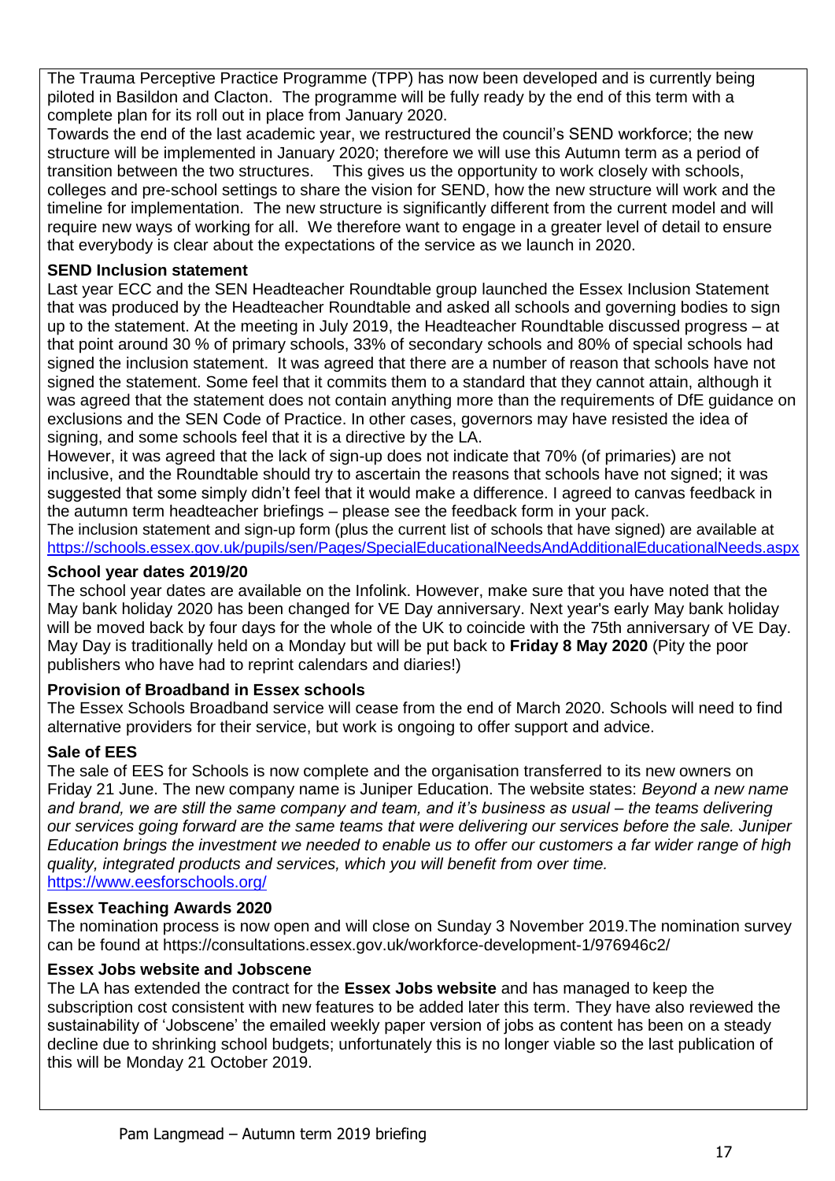The Trauma Perceptive Practice Programme (TPP) has now been developed and is currently being piloted in Basildon and Clacton. The programme will be fully ready by the end of this term with a complete plan for its roll out in place from January 2020.

Towards the end of the last academic year, we restructured the council's SEND workforce; the new structure will be implemented in January 2020; therefore we will use this Autumn term as a period of transition between the two structures. This gives us the opportunity to work closely with schools, colleges and pre-school settings to share the vision for SEND, how the new structure will work and the timeline for implementation. The new structure is significantly different from the current model and will require new ways of working for all. We therefore want to engage in a greater level of detail to ensure that everybody is clear about the expectations of the service as we launch in 2020.

**SEND Inclusion statement**

Last year ECC and the SEN Headteacher Roundtable group launched the Essex Inclusion Statement that was produced by the Headteacher Roundtable and asked all schools and governing bodies to sign up to the statement. At the meeting in July 2019, the Headteacher Roundtable discussed progress – at that point around 30 % of primary schools, 33% of secondary schools and 80% of special schools had signed the inclusion statement. It was agreed that there are a number of reason that schools have not signed the statement. Some feel that it commits them to a standard that they cannot attain, although it was agreed that the statement does not contain anything more than the requirements of DfE guidance on exclusions and the SEN Code of Practice. In other cases, governors may have resisted the idea of signing, and some schools feel that it is a directive by the LA.

However, it was agreed that the lack of sign-up does not indicate that 70% (of primaries) are not inclusive, and the Roundtable should try to ascertain the reasons that schools have not signed; it was suggested that some simply didn't feel that it would make a difference. I agreed to canvas feedback in the autumn term headteacher briefings – please see the feedback form in your pack.

The inclusion statement and sign-up form (plus the current list of schools that have signed) are available at https://schools.essex.gov.uk/pupils/sen/Pages/SpecialEducationalNeedsAndAdditionalEducationalNeeds.aspx

**School year dates 2019/20**

The school year dates are available on the Infolink. However, make sure that you have noted that the May bank holiday 2020 has been changed for VE Day anniversary. Next year's early May bank holiday will be moved back by four days for the whole of the UK to coincide with the 75th anniversary of VE Day. May Day is traditionally held on a Monday but will be put back to **Friday 8 May 2020** (Pity the poor publishers who have had to reprint calendars and diaries!)

**Provision of Broadband in Essex schools**

The Essex Schools Broadband service will cease from the end of March 2020. Schools will need to find alternative providers for their service, but work is ongoing to offer support and advice.

**Sale of EES**

The sale of EES for Schools is now complete and the organisation transferred to its new owners on Friday 21 June. The new company name is Juniper Education. The website states: *Beyond a new name and brand, we are still the same company and team, and it's business as usual – the teams delivering our services going forward are the same teams that were delivering our services before the sale. Juniper Education brings the investment we needed to enable us to offer our customers a far wider range of high quality, integrated products and services, which you will benefit from over time.*
https://www.eesforschools.org/

**Essex Teaching Awards 2020**

The nomination process is now open and will close on Sunday 3 November 2019.The nomination survey can be found at https://consultations.essex.gov.uk/workforce-development-1/976946c2/

**Essex Jobs website and Jobscene**

The LA has extended the contract for the **Essex Jobs website** and has managed to keep the subscription cost consistent with new features to be added later this term. They have also reviewed the sustainability of 'Jobscene' the emailed weekly paper version of jobs as content has been on a steady decline due to shrinking school budgets; unfortunately this is no longer viable so the last publication of this will be Monday 21 October 2019.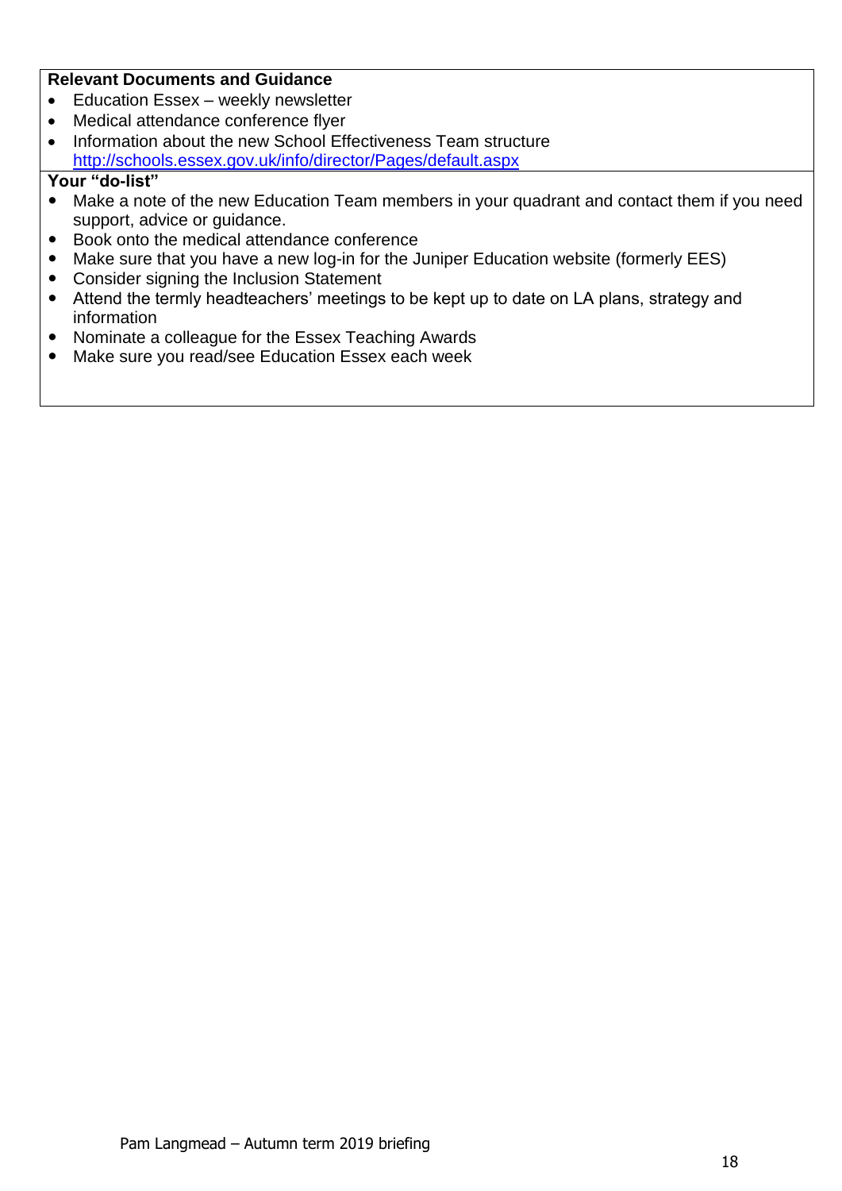**Relevant Documents and Guidance**

- Education Essex – weekly newsletter
- Medical attendance conference flyer
- Information about the new School Effectiveness Team structure [http://schools.essex.gov.uk/info/director/Pages/default.aspx](http://schools.essex.gov.uk/info/director/Pages/default.aspx)

**Your "do-list"**

- Make a note of the new Education Team members in your quadrant and contact them if you need support, advice or guidance.
- Book onto the medical attendance conference
- Make sure that you have a new log-in for the Juniper Education website (formerly EES)
- Consider signing the Inclusion Statement
- Attend the termly headteachers' meetings to be kept up to date on LA plans, strategy and information
- Nominate a colleague for the Essex Teaching Awards
- Make sure you read/see Education Essex each week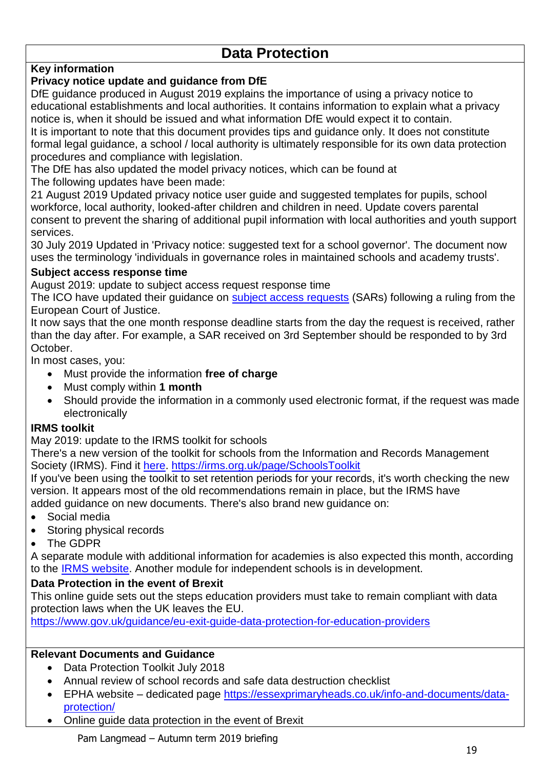# Data Protection

**Key information**

**Privacy notice update and guidance from DfE**

DfE guidance produced in August 2019 explains the importance of using a privacy notice to educational establishments and local authorities. It contains information to explain what a privacy notice is, when it should be issued and what information DfE would expect it to contain.

It is important to note that this document provides tips and guidance only. It does not constitute formal legal guidance, a school / local authority is ultimately responsible for its own data protection procedures and compliance with legislation.

The DfE has also updated the model privacy notices, which can be found at

The following updates have been made:

21 August 2019 Updated privacy notice user guide and suggested templates for pupils, school workforce, local authority, looked-after children and children in need. Update covers parental consent to prevent the sharing of additional pupil information with local authorities and youth support services.

30 July 2019 Updated in 'Privacy notice: suggested text for a school governor'. The document now uses the terminology 'individuals in governance roles in maintained schools and academy trusts'.

**Subject access response time**

August 2019: update to subject access request response time

The ICO have updated their guidance on subject access requests (SARs) following a ruling from the European Court of Justice.

It now says that the one month response deadline starts from the day the request is received, rather than the day after. For example, a SAR received on 3rd September should be responded to by 3rd October.

In most cases, you:

- Must provide the information **free of charge**
- Must comply within **1 month**
- Should provide the information in a commonly used electronic format, if the request was made electronically

**IRMS toolkit**

May 2019: update to the IRMS toolkit for schools

There's a new version of the toolkit for schools from the Information and Records Management Society (IRMS). Find it here. https://irms.org.uk/page/SchoolsToolkit

If you've been using the toolkit to set retention periods for your records, it's worth checking the new version. It appears most of the old recommendations remain in place, but the IRMS have added guidance on new documents. There's also brand new guidance on:

- Social media
- Storing physical records
- The GDPR

A separate module with additional information for academies is also expected this month, according to the IRMS website. Another module for independent schools is in development.

**Data Protection in the event of Brexit**

This online guide sets out the steps education providers must take to remain compliant with data protection laws when the UK leaves the EU.

https://www.gov.uk/guidance/eu-exit-guide-data-protection-for-education-providers

**Relevant Documents and Guidance**

- Data Protection Toolkit July 2018
- Annual review of school records and safe data destruction checklist
- EPHA website – dedicated page https://essexprimaryheads.co.uk/info-and-documents/data-protection/
- Online guide data protection in the event of Brexit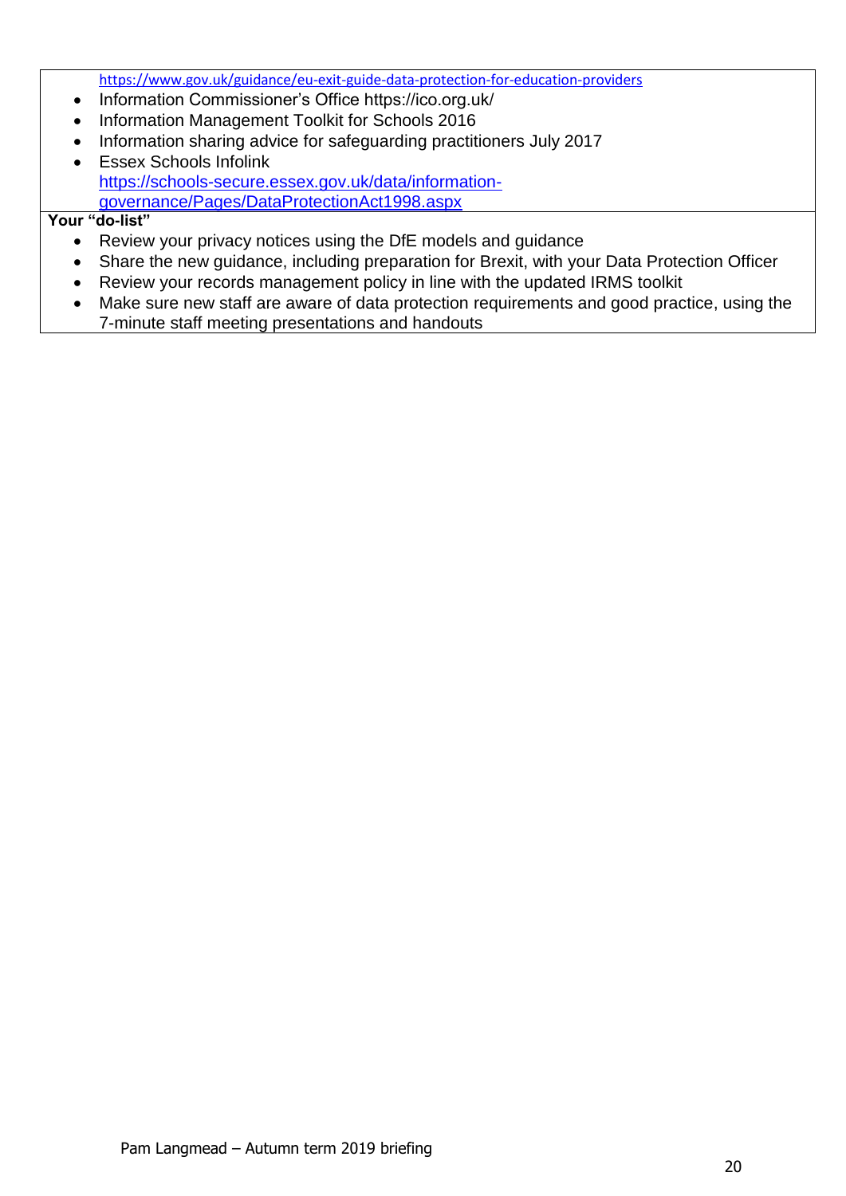https://www.gov.uk/guidance/eu-exit-guide-data-protection-for-education-providers

- Information Commissioner's Office https://ico.org.uk/
- Information Management Toolkit for Schools 2016
- Information sharing advice for safeguarding practitioners July 2017
- Essex Schools Infolink https://schools-secure.essex.gov.uk/data/information-governance/Pages/DataProtectionAct1998.aspx

**Your "do-list"**

- Review your privacy notices using the DfE models and guidance
- Share the new guidance, including preparation for Brexit, with your Data Protection Officer
- Review your records management policy in line with the updated IRMS toolkit
- Make sure new staff are aware of data protection requirements and good practice, using the 7-minute staff meeting presentations and handouts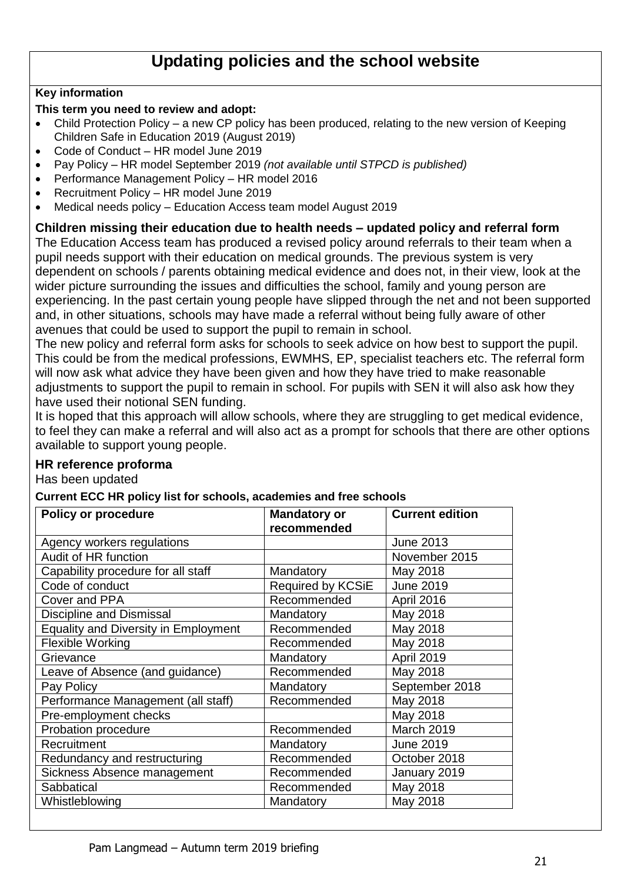# Updating policies and the school website

**Key information**

**This term you need to review and adopt:**

- Child Protection Policy – a new CP policy has been produced, relating to the new version of Keeping Children Safe in Education 2019 (August 2019)
- Code of Conduct – HR model June 2019
- Pay Policy – HR model September 2019 *(not available until STPCD is published)*
- Performance Management Policy – HR model 2016
- Recruitment Policy – HR model June 2019
- Medical needs policy – Education Access team model August 2019

### Children missing their education due to health needs – updated policy and referral form

The Education Access team has produced a revised policy around referrals to their team when a pupil needs support with their education on medical grounds. The previous system is very dependent on schools / parents obtaining medical evidence and does not, in their view, look at the wider picture surrounding the issues and difficulties the school, family and young person are experiencing. In the past certain young people have slipped through the net and not been supported and, in other situations, schools may have made a referral without being fully aware of other avenues that could be used to support the pupil to remain in school.

The new policy and referral form asks for schools to seek advice on how best to support the pupil. This could be from the medical professions, EWMHS, EP, specialist teachers etc. The referral form will now ask what advice they have been given and how they have tried to make reasonable adjustments to support the pupil to remain in school. For pupils with SEN it will also ask how they have used their notional SEN funding.

It is hoped that this approach will allow schools, where they are struggling to get medical evidence, to feel they can make a referral and will also act as a prompt for schools that there are other options available to support young people.

### HR reference proforma

Has been updated

**Current ECC HR policy list for schools, academies and free schools**

| Policy or procedure | Mandatory or recommended | Current edition |
|---|---|---|
| Agency workers regulations | | June 2013 |
| Audit of HR function | | November 2015 |
| Capability procedure for all staff | Mandatory | May 2018 |
| Code of conduct | Required by KCSiE | June 2019 |
| Cover and PPA | Recommended | April 2016 |
| Discipline and Dismissal | Mandatory | May 2018 |
| Equality and Diversity in Employment | Recommended | May 2018 |
| Flexible Working | Recommended | May 2018 |
| Grievance | Mandatory | April 2019 |
| Leave of Absence (and guidance) | Recommended | May 2018 |
| Pay Policy | Mandatory | September 2018 |
| Performance Management (all staff) | Recommended | May 2018 |
| Pre-employment checks | | May 2018 |
| Probation procedure | Recommended | March 2019 |
| Recruitment | Mandatory | June 2019 |
| Redundancy and restructuring | Recommended | October 2018 |
| Sickness Absence management | Recommended | January 2019 |
| Sabbatical | Recommended | May 2018 |
| Whistleblowing | Mandatory | May 2018 |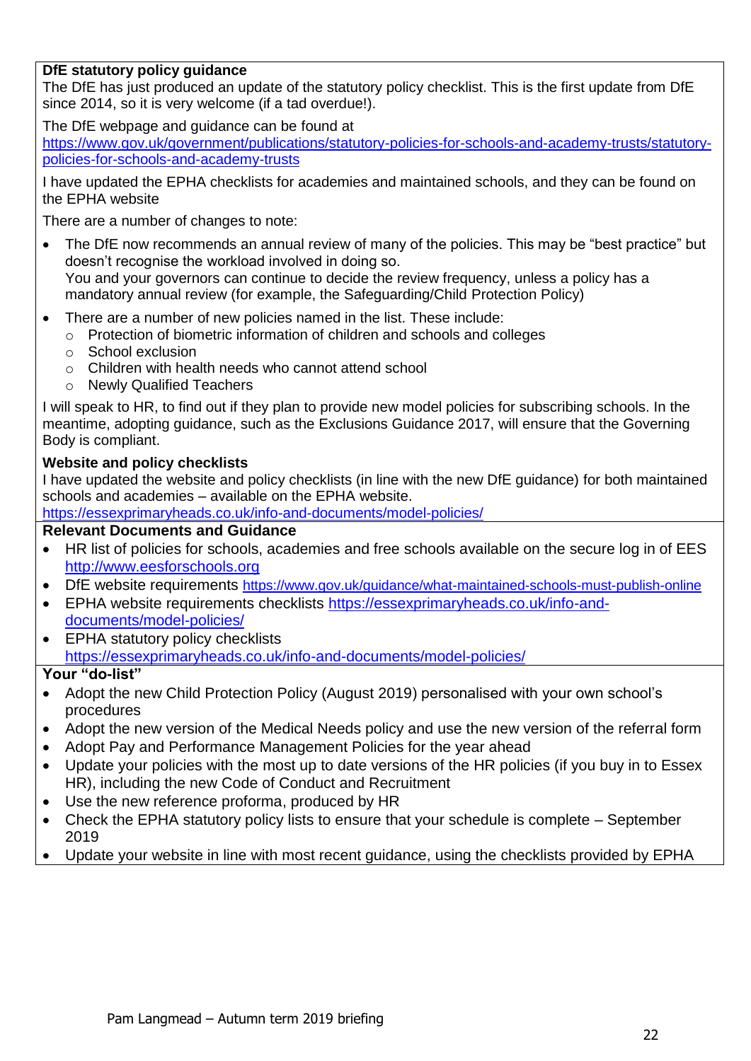**DfE statutory policy guidance**

The DfE has just produced an update of the statutory policy checklist. This is the first update from DfE since 2014, so it is very welcome (if a tad overdue!).

The DfE webpage and guidance can be found at https://www.gov.uk/government/publications/statutory-policies-for-schools-and-academy-trusts/statutory-policies-for-schools-and-academy-trusts

I have updated the EPHA checklists for academies and maintained schools, and they can be found on the EPHA website

There are a number of changes to note:

- The DfE now recommends an annual review of many of the policies. This may be "best practice" but doesn't recognise the workload involved in doing so.
  You and your governors can continue to decide the review frequency, unless a policy has a mandatory annual review (for example, the Safeguarding/Child Protection Policy)
- There are a number of new policies named in the list. These include:
  - Protection of biometric information of children and schools and colleges
  - School exclusion
  - Children with health needs who cannot attend school
  - Newly Qualified Teachers

I will speak to HR, to find out if they plan to provide new model policies for subscribing schools. In the meantime, adopting guidance, such as the Exclusions Guidance 2017, will ensure that the Governing Body is compliant.

**Website and policy checklists**

I have updated the website and policy checklists (in line with the new DfE guidance) for both maintained schools and academies – available on the EPHA website.
https://essexprimaryheads.co.uk/info-and-documents/model-policies/

**Relevant Documents and Guidance**

- HR list of policies for schools, academies and free schools available on the secure log in of EES http://www.eesforschools.org
- DfE website requirements https://www.gov.uk/guidance/what-maintained-schools-must-publish-online
- EPHA website requirements checklists https://essexprimaryheads.co.uk/info-and-documents/model-policies/
- EPHA statutory policy checklists https://essexprimaryheads.co.uk/info-and-documents/model-policies/

**Your "do-list"**

- Adopt the new Child Protection Policy (August 2019) personalised with your own school's procedures
- Adopt the new version of the Medical Needs policy and use the new version of the referral form
- Adopt Pay and Performance Management Policies for the year ahead
- Update your policies with the most up to date versions of the HR policies (if you buy in to Essex HR), including the new Code of Conduct and Recruitment
- Use the new reference proforma, produced by HR
- Check the EPHA statutory policy lists to ensure that your schedule is complete – September 2019
- Update your website in line with most recent guidance, using the checklists provided by EPHA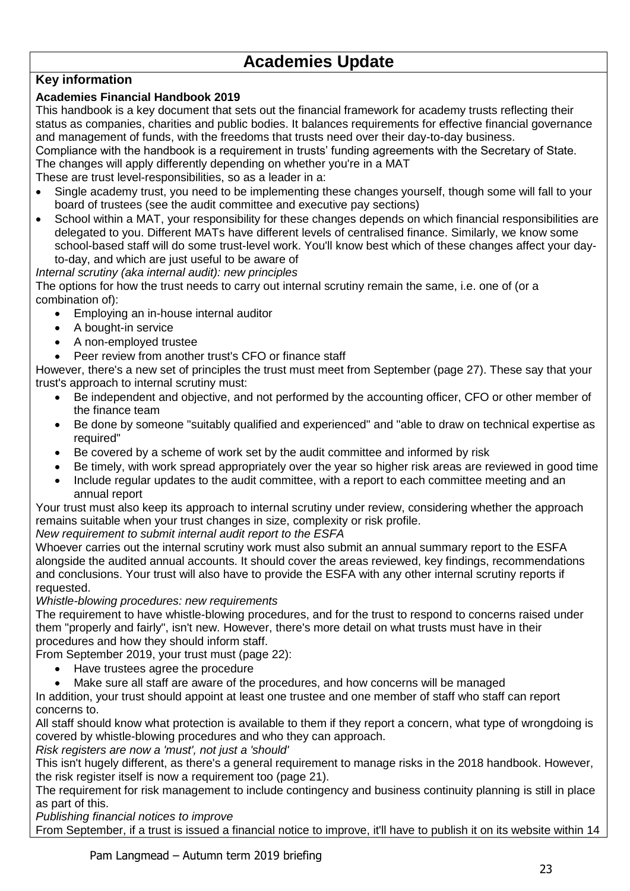# Academies Update

## Key information

### Academies Financial Handbook 2019

This handbook is a key document that sets out the financial framework for academy trusts reflecting their status as companies, charities and public bodies. It balances requirements for effective financial governance and management of funds, with the freedoms that trusts need over their day-to-day business.

Compliance with the handbook is a requirement in trusts' funding agreements with the Secretary of State.

The changes will apply differently depending on whether you're in a MAT

These are trust level-responsibilities, so as a leader in a:

- Single academy trust, you need to be implementing these changes yourself, though some will fall to your board of trustees (see the audit committee and executive pay sections)
- School within a MAT, your responsibility for these changes depends on which financial responsibilities are delegated to you. Different MATs have different levels of centralised finance. Similarly, we know some school-based staff will do some trust-level work. You'll know best which of these changes affect your day-to-day, and which are just useful to be aware of

*Internal scrutiny (aka internal audit): new principles*

The options for how the trust needs to carry out internal scrutiny remain the same, i.e. one of (or a combination of):

- Employing an in-house internal auditor
- A bought-in service
- A non-employed trustee
- Peer review from another trust's CFO or finance staff

However, there's a new set of principles the trust must meet from September (page 27). These say that your trust's approach to internal scrutiny must:

- Be independent and objective, and not performed by the accounting officer, CFO or other member of the finance team
- Be done by someone "suitably qualified and experienced" and "able to draw on technical expertise as required"
- Be covered by a scheme of work set by the audit committee and informed by risk
- Be timely, with work spread appropriately over the year so higher risk areas are reviewed in good time
- Include regular updates to the audit committee, with a report to each committee meeting and an annual report

Your trust must also keep its approach to internal scrutiny under review, considering whether the approach remains suitable when your trust changes in size, complexity or risk profile.

*New requirement to submit internal audit report to the ESFA*

Whoever carries out the internal scrutiny work must also submit an annual summary report to the ESFA alongside the audited annual accounts. It should cover the areas reviewed, key findings, recommendations and conclusions. Your trust will also have to provide the ESFA with any other internal scrutiny reports if requested.

*Whistle-blowing procedures: new requirements*

The requirement to have whistle-blowing procedures, and for the trust to respond to concerns raised under them "properly and fairly", isn't new. However, there's more detail on what trusts must have in their procedures and how they should inform staff.

From September 2019, your trust must (page 22):

- Have trustees agree the procedure
- Make sure all staff are aware of the procedures, and how concerns will be managed

In addition, your trust should appoint at least one trustee and one member of staff who staff can report concerns to.

All staff should know what protection is available to them if they report a concern, what type of wrongdoing is covered by whistle-blowing procedures and who they can approach.

*Risk registers are now a 'must', not just a 'should'*

This isn't hugely different, as there's a general requirement to manage risks in the 2018 handbook. However, the risk register itself is now a requirement too (page 21).

The requirement for risk management to include contingency and business continuity planning is still in place as part of this.

*Publishing financial notices to improve*

From September, if a trust is issued a financial notice to improve, it'll have to publish it on its website within 14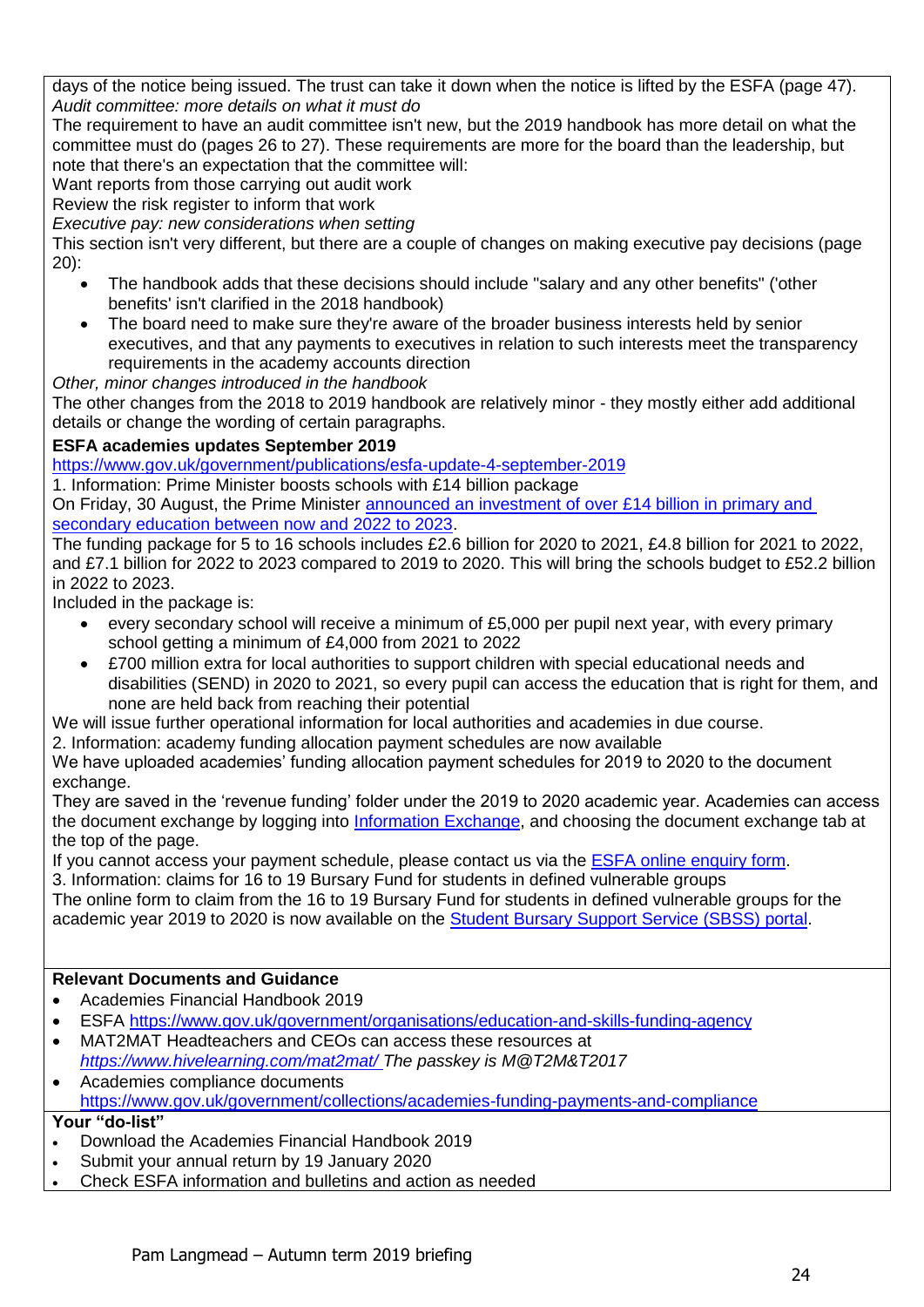days of the notice being issued. The trust can take it down when the notice is lifted by the ESFA (page 47).

*Audit committee: more details on what it must do*

The requirement to have an audit committee isn't new, but the 2019 handbook has more detail on what the committee must do (pages 26 to 27). These requirements are more for the board than the leadership, but note that there's an expectation that the committee will:

Want reports from those carrying out audit work

Review the risk register to inform that work

*Executive pay: new considerations when setting*

This section isn't very different, but there are a couple of changes on making executive pay decisions (page 20):

- The handbook adds that these decisions should include "salary and any other benefits" ('other benefits' isn't clarified in the 2018 handbook)
- The board need to make sure they're aware of the broader business interests held by senior executives, and that any payments to executives in relation to such interests meet the transparency requirements in the academy accounts direction

*Other, minor changes introduced in the handbook*

The other changes from the 2018 to 2019 handbook are relatively minor - they mostly either add additional details or change the wording of certain paragraphs.

**ESFA academies updates September 2019**

https://www.gov.uk/government/publications/esfa-update-4-september-2019

1. Information: Prime Minister boosts schools with £14 billion package

On Friday, 30 August, the Prime Minister announced an investment of over £14 billion in primary and secondary education between now and 2022 to 2023.

The funding package for 5 to 16 schools includes £2.6 billion for 2020 to 2021, £4.8 billion for 2021 to 2022, and £7.1 billion for 2022 to 2023 compared to 2019 to 2020. This will bring the schools budget to £52.2 billion in 2022 to 2023.

Included in the package is:

- every secondary school will receive a minimum of £5,000 per pupil next year, with every primary school getting a minimum of £4,000 from 2021 to 2022
- £700 million extra for local authorities to support children with special educational needs and disabilities (SEND) in 2020 to 2021, so every pupil can access the education that is right for them, and none are held back from reaching their potential

We will issue further operational information for local authorities and academies in due course.

2. Information: academy funding allocation payment schedules are now available

We have uploaded academies' funding allocation payment schedules for 2019 to 2020 to the document exchange.

They are saved in the 'revenue funding' folder under the 2019 to 2020 academic year. Academies can access the document exchange by logging into Information Exchange, and choosing the document exchange tab at the top of the page.

If you cannot access your payment schedule, please contact us via the ESFA online enquiry form.

3. Information: claims for 16 to 19 Bursary Fund for students in defined vulnerable groups

The online form to claim from the 16 to 19 Bursary Fund for students in defined vulnerable groups for the academic year 2019 to 2020 is now available on the Student Bursary Support Service (SBSS) portal.

**Relevant Documents and Guidance**

- Academies Financial Handbook 2019
- ESFA https://www.gov.uk/government/organisations/education-and-skills-funding-agency
- MAT2MAT Headteachers and CEOs can access these resources at *https://www.hivelearning.com/mat2mat/ The passkey is M@T2M&T2017*
- Academies compliance documents https://www.gov.uk/government/collections/academies-funding-payments-and-compliance

**Your "do-list"**

- Download the Academies Financial Handbook 2019
- Submit your annual return by 19 January 2020
- Check ESFA information and bulletins and action as needed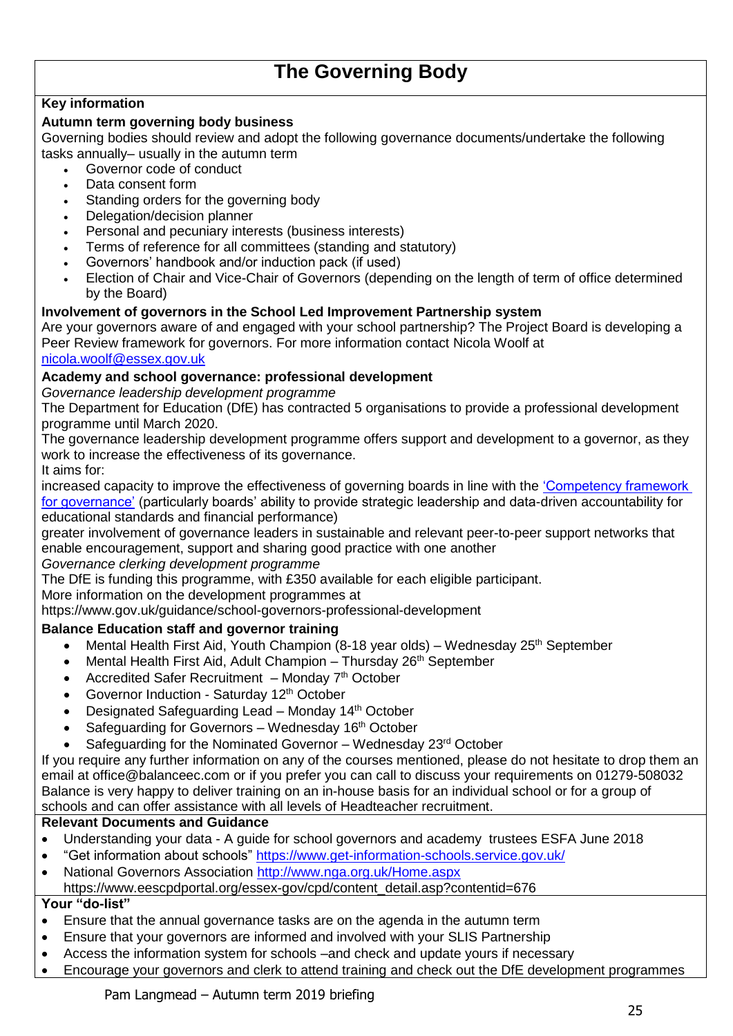# The Governing Body

**Key information**

**Autumn term governing body business**

Governing bodies should review and adopt the following governance documents/undertake the following tasks annually– usually in the autumn term

- Governor code of conduct
- Data consent form
- Standing orders for the governing body
- Delegation/decision planner
- Personal and pecuniary interests (business interests)
- Terms of reference for all committees (standing and statutory)
- Governors' handbook and/or induction pack (if used)
- Election of Chair and Vice-Chair of Governors (depending on the length of term of office determined by the Board)

**Involvement of governors in the School Led Improvement Partnership system**

Are your governors aware of and engaged with your school partnership? The Project Board is developing a Peer Review framework for governors. For more information contact Nicola Woolf at nicola.woolf@essex.gov.uk

**Academy and school governance: professional development**

*Governance leadership development programme*

The Department for Education (DfE) has contracted 5 organisations to provide a professional development programme until March 2020.

The governance leadership development programme offers support and development to a governor, as they work to increase the effectiveness of its governance.

It aims for:

increased capacity to improve the effectiveness of governing boards in line with the 'Competency framework for governance' (particularly boards' ability to provide strategic leadership and data-driven accountability for educational standards and financial performance)

greater involvement of governance leaders in sustainable and relevant peer-to-peer support networks that enable encouragement, support and sharing good practice with one another

*Governance clerking development programme*

The DfE is funding this programme, with £350 available for each eligible participant.

More information on the development programmes at https://www.gov.uk/guidance/school-governors-professional-development

**Balance Education staff and governor training**

- Mental Health First Aid, Youth Champion (8-18 year olds) – Wednesday 25th September
- Mental Health First Aid, Adult Champion – Thursday 26th September
- Accredited Safer Recruitment – Monday 7th October
- Governor Induction - Saturday 12th October
- Designated Safeguarding Lead – Monday 14th October
- Safeguarding for Governors – Wednesday 16th October
- Safeguarding for the Nominated Governor – Wednesday 23rd October

If you require any further information on any of the courses mentioned, please do not hesitate to drop them an email at office@balanceec.com or if you prefer you can call to discuss your requirements on 01279-508032

Balance is very happy to deliver training on an in-house basis for an individual school or for a group of schools and can offer assistance with all levels of Headteacher recruitment.

**Relevant Documents and Guidance**

- Understanding your data - A guide for school governors and academy trustees ESFA June 2018
- "Get information about schools" https://www.get-information-schools.service.gov.uk/
- National Governors Association http://www.nga.org.uk/Home.aspx https://www.eescpdportal.org/essex-gov/cpd/content_detail.asp?contentid=676

**Your "do-list"**

- Ensure that the annual governance tasks are on the agenda in the autumn term
- Ensure that your governors are informed and involved with your SLIS Partnership
- Access the information system for schools –and check and update yours if necessary
- Encourage your governors and clerk to attend training and check out the DfE development programmes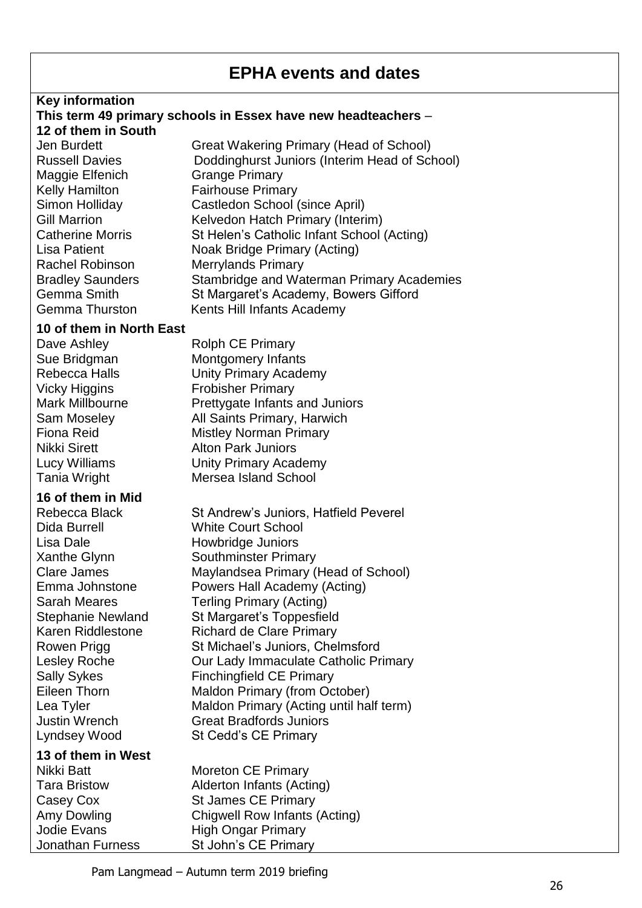# EPHA events and dates

**Key information**

**This term 49 primary schools in Essex have new headteachers** –

**12 of them in South**

| | |
|---|---|
| Jen Burdett | Great Wakering Primary (Head of School) |
| Russell Davies | Doddinghurst Juniors (Interim Head of School) |
| Maggie Elfenich | Grange Primary |
| Kelly Hamilton | Fairhouse Primary |
| Simon Holliday | Castledon School (since April) |
| Gill Marrion | Kelvedon Hatch Primary (Interim) |
| Catherine Morris | St Helen's Catholic Infant School (Acting) |
| Lisa Patient | Noak Bridge Primary (Acting) |
| Rachel Robinson | Merrylands Primary |
| Bradley Saunders | Stambridge and Waterman Primary Academies |
| Gemma Smith | St Margaret's Academy, Bowers Gifford |
| Gemma Thurston | Kents Hill Infants Academy |

**10 of them in North East**

| | |
|---|---|
| Dave Ashley | Rolph CE Primary |
| Sue Bridgman | Montgomery Infants |
| Rebecca Halls | Unity Primary Academy |
| Vicky Higgins | Frobisher Primary |
| Mark Millbourne | Prettygate Infants and Juniors |
| Sam Moseley | All Saints Primary, Harwich |
| Fiona Reid | Mistley Norman Primary |
| Nikki Sirett | Alton Park Juniors |
| Lucy Williams | Unity Primary Academy |
| Tania Wright | Mersea Island School |

**16 of them in Mid**

| | |
|---|---|
| Rebecca Black | St Andrew's Juniors, Hatfield Peverel |
| Dida Burrell | White Court School |
| Lisa Dale | Howbridge Juniors |
| Xanthe Glynn | Southminster Primary |
| Clare James | Maylandsea Primary (Head of School) |
| Emma Johnstone | Powers Hall Academy (Acting) |
| Sarah Meares | Terling Primary (Acting) |
| Stephanie Newland | St Margaret's Toppesfield |
| Karen Riddlestone | Richard de Clare Primary |
| Rowen Prigg | St Michael's Juniors, Chelmsford |
| Lesley Roche | Our Lady Immaculate Catholic Primary |
| Sally Sykes | Finchingfield CE Primary |
| Eileen Thorn | Maldon Primary (from October) |
| Lea Tyler | Maldon Primary (Acting until half term) |
| Justin Wrench | Great Bradfords Juniors |
| Lyndsey Wood | St Cedd's CE Primary |

**13 of them in West**

| | |
|---|---|
| Nikki Batt | Moreton CE Primary |
| Tara Bristow | Alderton Infants (Acting) |
| Casey Cox | St James CE Primary |
| Amy Dowling | Chigwell Row Infants (Acting) |
| Jodie Evans | High Ongar Primary |
| Jonathan Furness | St John's CE Primary |

Pam Langmead – Autumn term 2019 briefing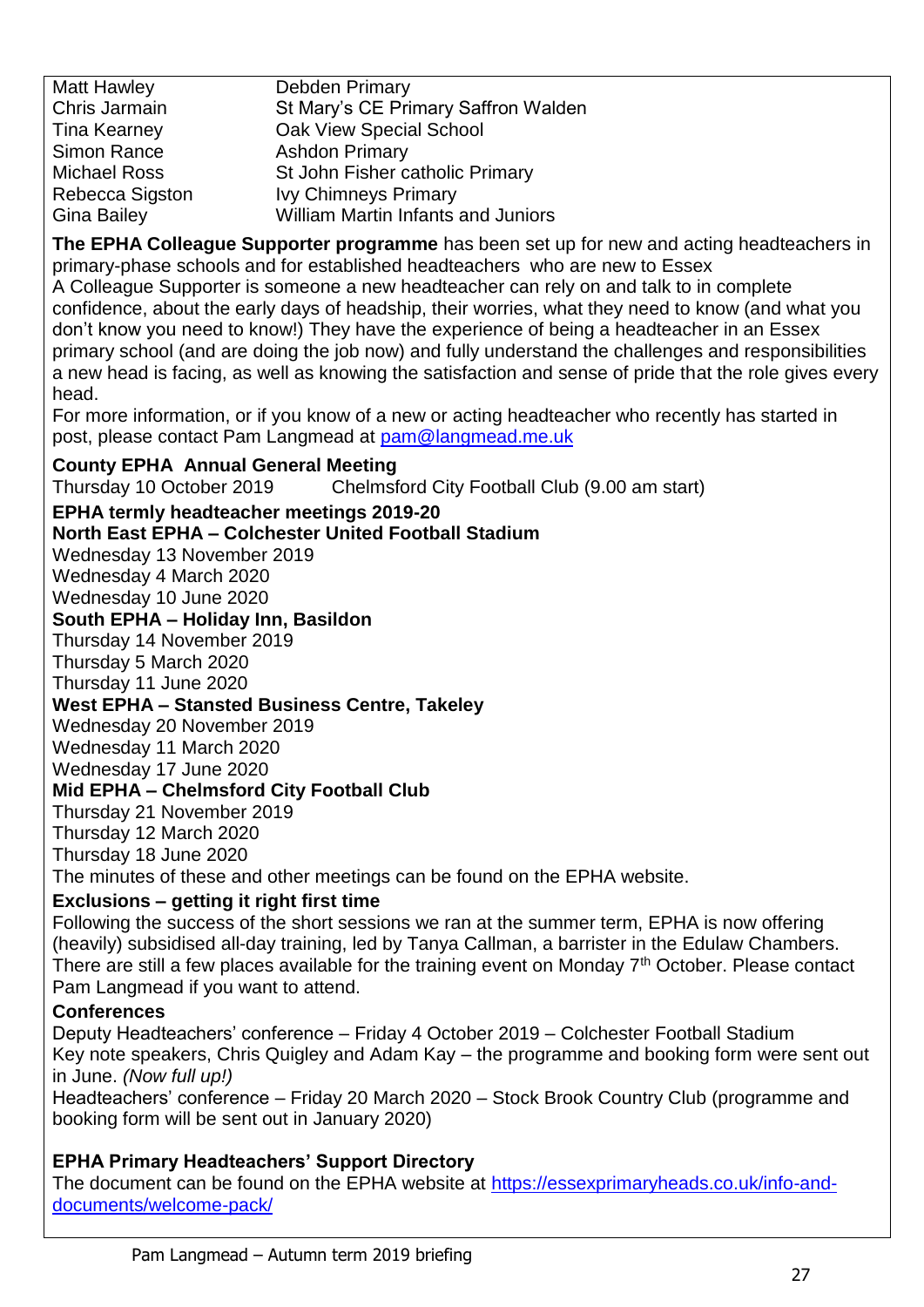| | |
|---|---|
| Matt Hawley | Debden Primary |
| Chris Jarmain | St Mary's CE Primary Saffron Walden |
| Tina Kearney | Oak View Special School |
| Simon Rance | Ashdon Primary |
| Michael Ross | St John Fisher catholic Primary |
| Rebecca Sigston | Ivy Chimneys Primary |
| Gina Bailey | William Martin Infants and Juniors |

**The EPHA Colleague Supporter programme** has been set up for new and acting headteachers in primary-phase schools and for established headteachers who are new to Essex

A Colleague Supporter is someone a new headteacher can rely on and talk to in complete confidence, about the early days of headship, their worries, what they need to know (and what you don't know you need to know!) They have the experience of being a headteacher in an Essex primary school (and are doing the job now) and fully understand the challenges and responsibilities a new head is facing, as well as knowing the satisfaction and sense of pride that the role gives every head.

For more information, or if you know of a new or acting headteacher who recently has started in post, please contact Pam Langmead at [pam@langmead.me.uk](mailto:pam@langmead.me.uk)

**County EPHA Annual General Meeting**

Thursday 10 October 2019 Chelmsford City Football Club (9.00 am start)

**EPHA termly headteacher meetings 2019-20**

**North East EPHA – Colchester United Football Stadium**

Wednesday 13 November 2019
Wednesday 4 March 2020
Wednesday 10 June 2020

**South EPHA – Holiday Inn, Basildon**

Thursday 14 November 2019
Thursday 5 March 2020
Thursday 11 June 2020

**West EPHA – Stansted Business Centre, Takeley**

Wednesday 20 November 2019
Wednesday 11 March 2020
Wednesday 17 June 2020

**Mid EPHA – Chelmsford City Football Club**

Thursday 21 November 2019
Thursday 12 March 2020
Thursday 18 June 2020

The minutes of these and other meetings can be found on the EPHA website.

**Exclusions – getting it right first time**

Following the success of the short sessions we ran at the summer term, EPHA is now offering (heavily) subsidised all-day training, led by Tanya Callman, a barrister in the Edulaw Chambers. There are still a few places available for the training event on Monday 7th October. Please contact Pam Langmead if you want to attend.

**Conferences**

Deputy Headteachers' conference – Friday 4 October 2019 – Colchester Football Stadium
Key note speakers, Chris Quigley and Adam Kay – the programme and booking form were sent out in June. *(Now full up!)*

Headteachers' conference – Friday 20 March 2020 – Stock Brook Country Club (programme and booking form will be sent out in January 2020)

**EPHA Primary Headteachers' Support Directory**

The document can be found on the EPHA website at [https://essexprimaryheads.co.uk/info-and-documents/welcome-pack/](https://essexprimaryheads.co.uk/info-and-documents/welcome-pack/)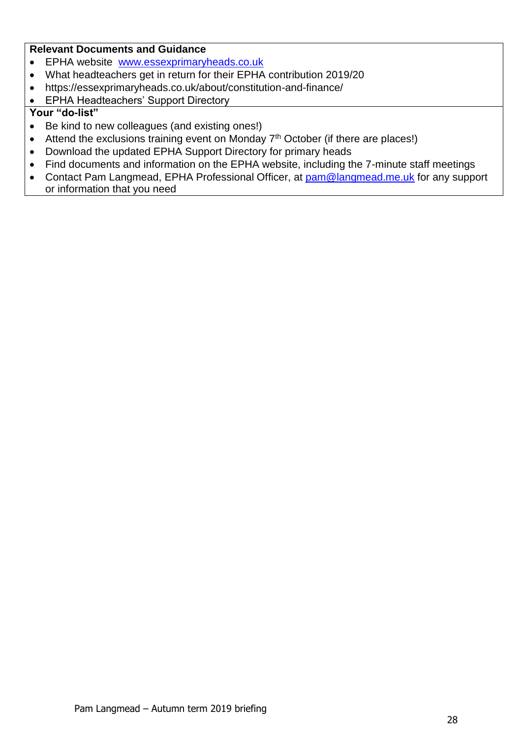**Relevant Documents and Guidance**

- EPHA website [www.essexprimaryheads.co.uk](http://www.essexprimaryheads.co.uk)
- What headteachers get in return for their EPHA contribution 2019/20
- https://essexprimaryheads.co.uk/about/constitution-and-finance/
- EPHA Headteachers' Support Directory

**Your "do-list"**

- Be kind to new colleagues (and existing ones!)
- Attend the exclusions training event on Monday 7th October (if there are places!)
- Download the updated EPHA Support Directory for primary heads
- Find documents and information on the EPHA website, including the 7-minute staff meetings
- Contact Pam Langmead, EPHA Professional Officer, at [pam@langmead.me.uk](mailto:pam@langmead.me.uk) for any support or information that you need